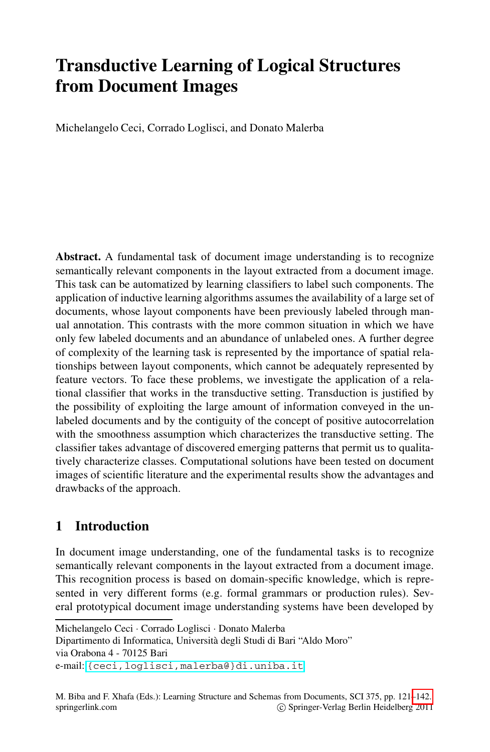# Transductive Learning of Logical Structures from Document Images

Michelangelo Ceci, Corrado Loglisci, and Donato Malerba

**Abstract.** A fundamental task of document image understanding is to recognize semantically relevant components in the layout extracted from a document image. This task can be automatized by learning classifiers to label such components. The application of inductive learning algorithms assumes the availability of a large set of documents, whose layout components have been previously labeled through manual annotation. This contrasts with the more common situation in which we have only few labeled documents and an abundance of unlabeled ones. A further degree of complexity of the learning task is represented by the importance of spatial relationships between layout components, which cannot be adequately represented by feature vectors. To face these problems, we investigate the application of a relational classifier that works in the transductive setting. Transduction is justified by the possibility of exploiting the large amount of information conveyed in the unlabeled documents and by the contiguity of the concept of positive autocorrelation with the smoothness assumption which characterizes the transductive setting. The classifier takes advantage of discovered emerging patterns that permit us to qualitatively characterize classes. Computational solutions have been tested on document images of scientific literature and the experimental results show the advantages and drawbacks of the approach.

## 1 Introduction

In document image understanding, one of the fundamental tasks is to recognize semantically relevant components in the layout extracted from a document image. This recognition process is based on domain-specific knowledge, which is represented in very different forms (e.g. formal grammars or production rules). Several prototypical document image understanding systems have been developed by

---

Michelangelo Ceci · Corrado Loglisci · Donato Malerba
Dipartimento di Informatica, Università degli Studi di Bari "Aldo Moro"
via Orabona 4 - 70125 Bari
e-mail: {ceci,loglisci,malerba@}di.uniba.it

M. Biba and F. Xhafa (Eds.): Learning Structure and Schemas from Documents, SCI 375, pp. 121–142.
springerlink.com © Springer-Verlag Berlin Heidelberg 2011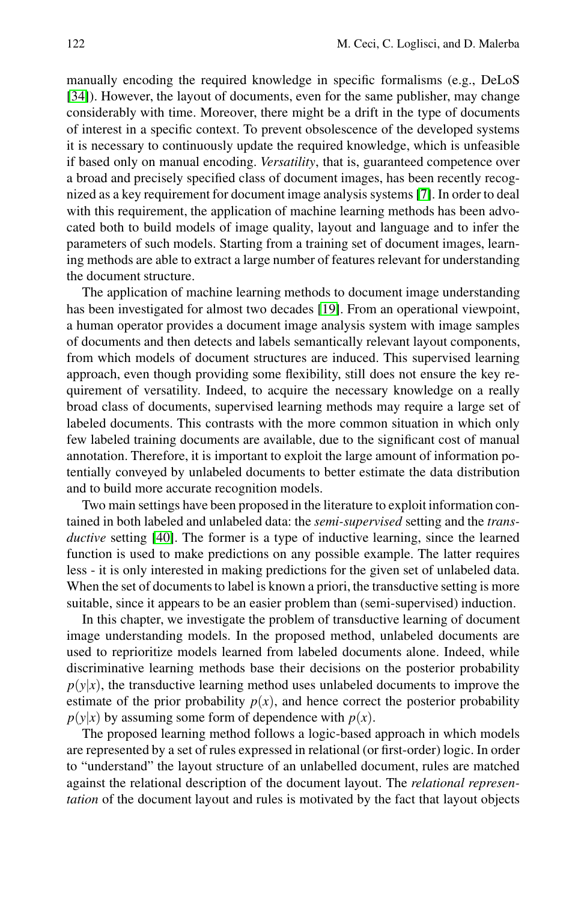manually encoding the required knowledge in specific formalisms (e.g., DeLoS [34]). However, the layout of documents, even for the same publisher, may change considerably with time. Moreover, there might be a drift in the type of documents of interest in a specific context. To prevent obsolescence of the developed systems it is necessary to continuously update the required knowledge, which is unfeasible if based only on manual encoding. *Versatility*, that is, guaranteed competence over a broad and precisely specified class of document images, has been recently recognized as a key requirement for document image analysis systems [7]. In order to deal with this requirement, the application of machine learning methods has been advocated both to build models of image quality, layout and language and to infer the parameters of such models. Starting from a training set of document images, learning methods are able to extract a large number of features relevant for understanding the document structure.

The application of machine learning methods to document image understanding has been investigated for almost two decades [19]. From an operational viewpoint, a human operator provides a document image analysis system with image samples of documents and then detects and labels semantically relevant layout components, from which models of document structures are induced. This supervised learning approach, even though providing some flexibility, still does not ensure the key requirement of versatility. Indeed, to acquire the necessary knowledge on a really broad class of documents, supervised learning methods may require a large set of labeled documents. This contrasts with the more common situation in which only few labeled training documents are available, due to the significant cost of manual annotation. Therefore, it is important to exploit the large amount of information potentially conveyed by unlabeled documents to better estimate the data distribution and to build more accurate recognition models.

Two main settings have been proposed in the literature to exploit information contained in both labeled and unlabeled data: the *semi-supervised* setting and the *transductive* setting [40]. The former is a type of inductive learning, since the learned function is used to make predictions on any possible example. The latter requires less - it is only interested in making predictions for the given set of unlabeled data. When the set of documents to label is known a priori, the transductive setting is more suitable, since it appears to be an easier problem than (semi-supervised) induction.

In this chapter, we investigate the problem of transductive learning of document image understanding models. In the proposed method, unlabeled documents are used to reprioritize models learned from labeled documents alone. Indeed, while discriminative learning methods base their decisions on the posterior probability $p(y|x)$, the transductive learning method uses unlabeled documents to improve the estimate of the prior probability $p(x)$, and hence correct the posterior probability $p(y|x)$ by assuming some form of dependence with $p(x)$.

The proposed learning method follows a logic-based approach in which models are represented by a set of rules expressed in relational (or first-order) logic. In order to "understand" the layout structure of an unlabelled document, rules are matched against the relational description of the document layout. The *relational representation* of the document layout and rules is motivated by the fact that layout objects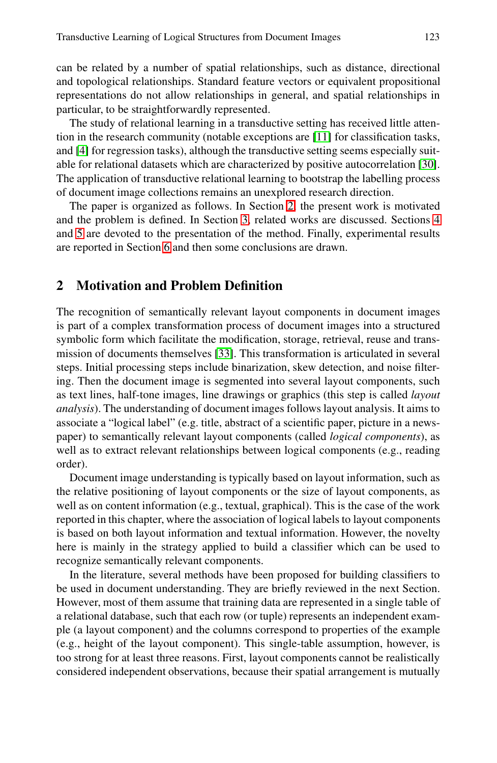can be related by a number of spatial relationships, such as distance, directional and topological relationships. Standard feature vectors or equivalent propositional representations do not allow relationships in general, and spatial relationships in particular, to be straightforwardly represented.

The study of relational learning in a transductive setting has received little attention in the research community (notable exceptions are [11] for classification tasks, and [4] for regression tasks), although the transductive setting seems especially suitable for relational datasets which are characterized by positive autocorrelation [30]. The application of transductive relational learning to bootstrap the labelling process of document image collections remains an unexplored research direction.

The paper is organized as follows. In Section 2, the present work is motivated and the problem is defined. In Section 3, related works are discussed. Sections 4 and 5 are devoted to the presentation of the method. Finally, experimental results are reported in Section 6 and then some conclusions are drawn.

## 2 Motivation and Problem Definition

The recognition of semantically relevant layout components in document images is part of a complex transformation process of document images into a structured symbolic form which facilitate the modification, storage, retrieval, reuse and transmission of documents themselves [33]. This transformation is articulated in several steps. Initial processing steps include binarization, skew detection, and noise filtering. Then the document image is segmented into several layout components, such as text lines, half-tone images, line drawings or graphics (this step is called *layout analysis*). The understanding of document images follows layout analysis. It aims to associate a "logical label" (e.g. title, abstract of a scientific paper, picture in a newspaper) to semantically relevant layout components (called *logical components*), as well as to extract relevant relationships between logical components (e.g., reading order).

Document image understanding is typically based on layout information, such as the relative positioning of layout components or the size of layout components, as well as on content information (e.g., textual, graphical). This is the case of the work reported in this chapter, where the association of logical labels to layout components is based on both layout information and textual information. However, the novelty here is mainly in the strategy applied to build a classifier which can be used to recognize semantically relevant components.

In the literature, several methods have been proposed for building classifiers to be used in document understanding. They are briefly reviewed in the next Section. However, most of them assume that training data are represented in a single table of a relational database, such that each row (or tuple) represents an independent example (a layout component) and the columns correspond to properties of the example (e.g., height of the layout component). This single-table assumption, however, is too strong for at least three reasons. First, layout components cannot be realistically considered independent observations, because their spatial arrangement is mutually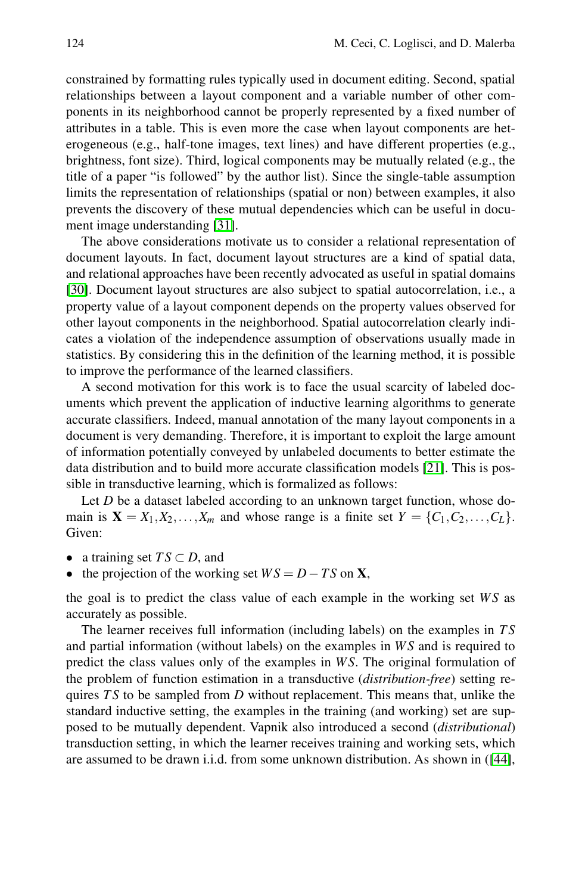constrained by formatting rules typically used in document editing. Second, spatial relationships between a layout component and a variable number of other components in its neighborhood cannot be properly represented by a fixed number of attributes in a table. This is even more the case when layout components are heterogeneous (e.g., half-tone images, text lines) and have different properties (e.g., brightness, font size). Third, logical components may be mutually related (e.g., the title of a paper "is followed" by the author list). Since the single-table assumption limits the representation of relationships (spatial or non) between examples, it also prevents the discovery of these mutual dependencies which can be useful in document image understanding [31].

The above considerations motivate us to consider a relational representation of document layouts. In fact, document layout structures are a kind of spatial data, and relational approaches have been recently advocated as useful in spatial domains [30]. Document layout structures are also subject to spatial autocorrelation, i.e., a property value of a layout component depends on the property values observed for other layout components in the neighborhood. Spatial autocorrelation clearly indicates a violation of the independence assumption of observations usually made in statistics. By considering this in the definition of the learning method, it is possible to improve the performance of the learned classifiers.

A second motivation for this work is to face the usual scarcity of labeled documents which prevent the application of inductive learning algorithms to generate accurate classifiers. Indeed, manual annotation of the many layout components in a document is very demanding. Therefore, it is important to exploit the large amount of information potentially conveyed by unlabeled documents to better estimate the data distribution and to build more accurate classification models [21]. This is possible in transductive learning, which is formalized as follows:

Let $D$ be a dataset labeled according to an unknown target function, whose domain is $\mathbf{X} = X_1, X_2, \ldots, X_m$ and whose range is a finite set $Y = \{C_1, C_2, \ldots, C_L\}$. Given:

- a training set $TS \subset D$, and
- the projection of the working set $WS = D - TS$ on $\mathbf{X}$,

the goal is to predict the class value of each example in the working set $WS$ as accurately as possible.

The learner receives full information (including labels) on the examples in $TS$ and partial information (without labels) on the examples in $WS$ and is required to predict the class values only of the examples in $WS$. The original formulation of the problem of function estimation in a transductive (*distribution-free*) setting requires $TS$ to be sampled from $D$ without replacement. This means that, unlike the standard inductive setting, the examples in the training (and working) set are supposed to be mutually dependent. Vapnik also introduced a second (*distributional*) transduction setting, in which the learner receives training and working sets, which are assumed to be drawn i.i.d. from some unknown distribution. As shown in ([44],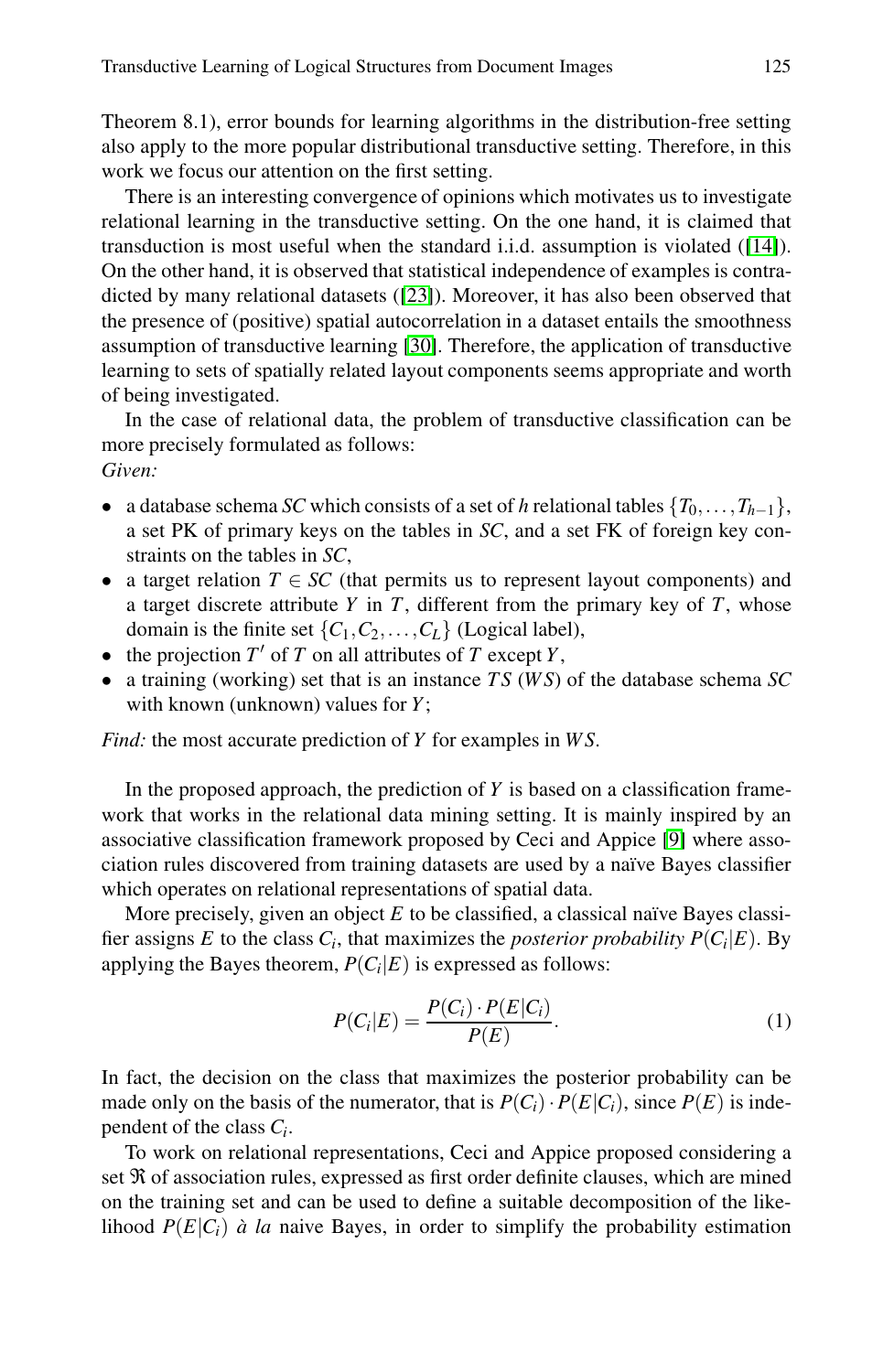Theorem 8.1), error bounds for learning algorithms in the distribution-free setting also apply to the more popular distributional transductive setting. Therefore, in this work we focus our attention on the first setting.

There is an interesting convergence of opinions which motivates us to investigate relational learning in the transductive setting. On the one hand, it is claimed that transduction is most useful when the standard i.i.d. assumption is violated ([14]). On the other hand, it is observed that statistical independence of examples is contradicted by many relational datasets ([23]). Moreover, it has also been observed that the presence of (positive) spatial autocorrelation in a dataset entails the smoothness assumption of transductive learning [30]. Therefore, the application of transductive learning to sets of spatially related layout components seems appropriate and worth of being investigated.

In the case of relational data, the problem of transductive classification can be more precisely formulated as follows:
*Given:*

- a database schema *SC* which consists of a set of $h$ relational tables $\{T_0, \ldots, T_{h-1}\}$, a set PK of primary keys on the tables in *SC*, and a set FK of foreign key constraints on the tables in *SC*,
- a target relation $T \in SC$ (that permits us to represent layout components) and a target discrete attribute $Y$ in $T$, different from the primary key of $T$, whose domain is the finite set $\{C_1, C_2, \ldots, C_L\}$ (Logical label),
- the projection $T'$ of $T$ on all attributes of $T$ except $Y$,
- a training (working) set that is an instance $TS$ ($WS$) of the database schema *SC* with known (unknown) values for $Y$;

*Find:* the most accurate prediction of $Y$ for examples in $WS$.

In the proposed approach, the prediction of $Y$ is based on a classification framework that works in the relational data mining setting. It is mainly inspired by an associative classification framework proposed by Ceci and Appice [9] where association rules discovered from training datasets are used by a naïve Bayes classifier which operates on relational representations of spatial data.

More precisely, given an object $E$ to be classified, a classical naïve Bayes classifier assigns $E$ to the class $C_i$, that maximizes the *posterior probability* $P(C_i|E)$. By applying the Bayes theorem, $P(C_i|E)$ is expressed as follows:

$$P(C_i|E) = \frac{P(C_i) \cdot P(E|C_i)}{P(E)}. \quad (1)$$

In fact, the decision on the class that maximizes the posterior probability can be made only on the basis of the numerator, that is $P(C_i) \cdot P(E|C_i)$, since $P(E)$ is independent of the class $C_i$.

To work on relational representations, Ceci and Appice proposed considering a set $\Re$ of association rules, expressed as first order definite clauses, which are mined on the training set and can be used to define a suitable decomposition of the likelihood $P(E|C_i)$ *à la* naive Bayes, in order to simplify the probability estimation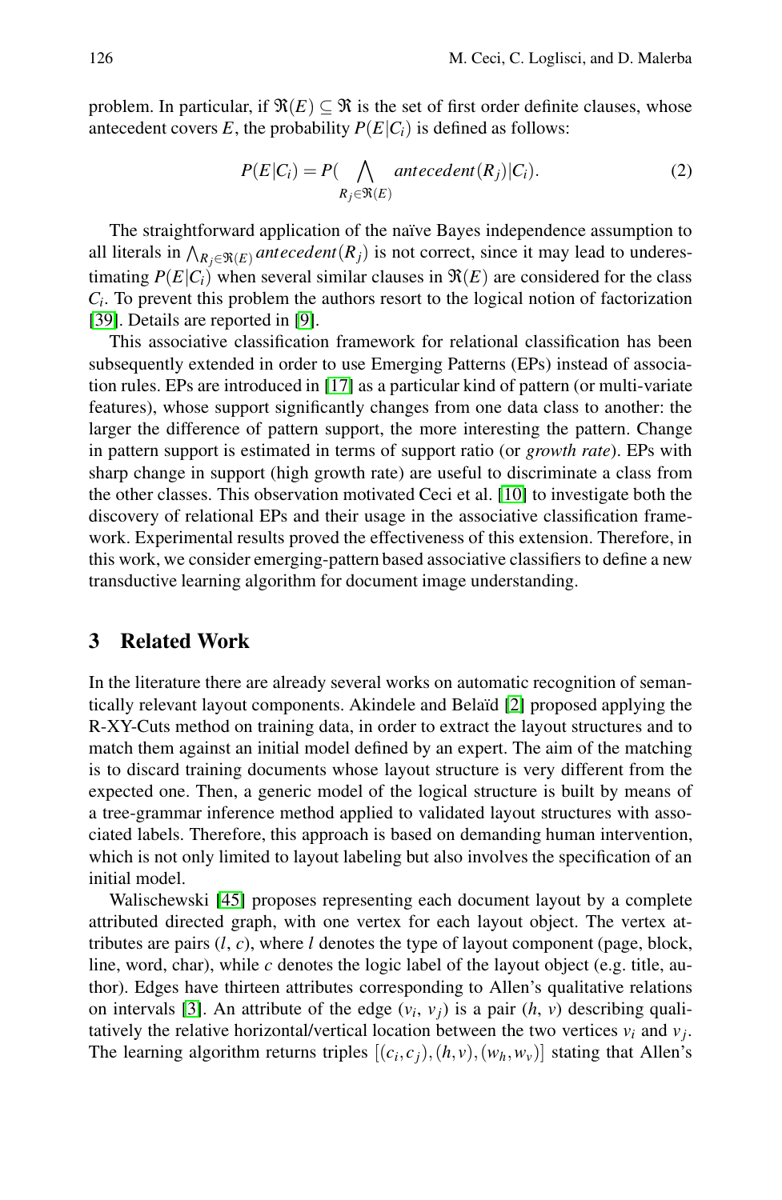problem. In particular, if $\Re(E) \subseteq \Re$ is the set of first order definite clauses, whose antecedent covers $E$, the probability $P(E|C_i)$ is defined as follows:

$$P(E|C_i) = P(\bigwedge_{R_j \in \Re(E)} antecedent(R_j)|C_i). \tag{2}$$

The straightforward application of the naïve Bayes independence assumption to all literals in $\bigwedge_{R_j \in \Re(E)} antecedent(R_j)$ is not correct, since it may lead to underestimating $P(E|C_i)$ when several similar clauses in $\Re(E)$ are considered for the class $C_i$. To prevent this problem the authors resort to the logical notion of factorization [39]. Details are reported in [9].

This associative classification framework for relational classification has been subsequently extended in order to use Emerging Patterns (EPs) instead of association rules. EPs are introduced in [17] as a particular kind of pattern (or multi-variate features), whose support significantly changes from one data class to another: the larger the difference of pattern support, the more interesting the pattern. Change in pattern support is estimated in terms of support ratio (or *growth rate*). EPs with sharp change in support (high growth rate) are useful to discriminate a class from the other classes. This observation motivated Ceci et al. [10] to investigate both the discovery of relational EPs and their usage in the associative classification framework. Experimental results proved the effectiveness of this extension. Therefore, in this work, we consider emerging-pattern based associative classifiers to define a new transductive learning algorithm for document image understanding.

## 3 Related Work

In the literature there are already several works on automatic recognition of semantically relevant layout components. Akindele and Belaïd [2] proposed applying the R-XY-Cuts method on training data, in order to extract the layout structures and to match them against an initial model defined by an expert. The aim of the matching is to discard training documents whose layout structure is very different from the expected one. Then, a generic model of the logical structure is built by means of a tree-grammar inference method applied to validated layout structures with associated labels. Therefore, this approach is based on demanding human intervention, which is not only limited to layout labeling but also involves the specification of an initial model.

Walischewski [45] proposes representing each document layout by a complete attributed directed graph, with one vertex for each layout object. The vertex attributes are pairs ($l$, $c$), where $l$ denotes the type of layout component (page, block, line, word, char), while $c$ denotes the logic label of the layout object (e.g. title, author). Edges have thirteen attributes corresponding to Allen's qualitative relations on intervals [3]. An attribute of the edge ($v_i$, $v_j$) is a pair ($h$, $v$) describing qualitatively the relative horizontal/vertical location between the two vertices $v_i$ and $v_j$. The learning algorithm returns triples $[(c_i, c_j), (h, v), (w_h, w_v)]$ stating that Allen's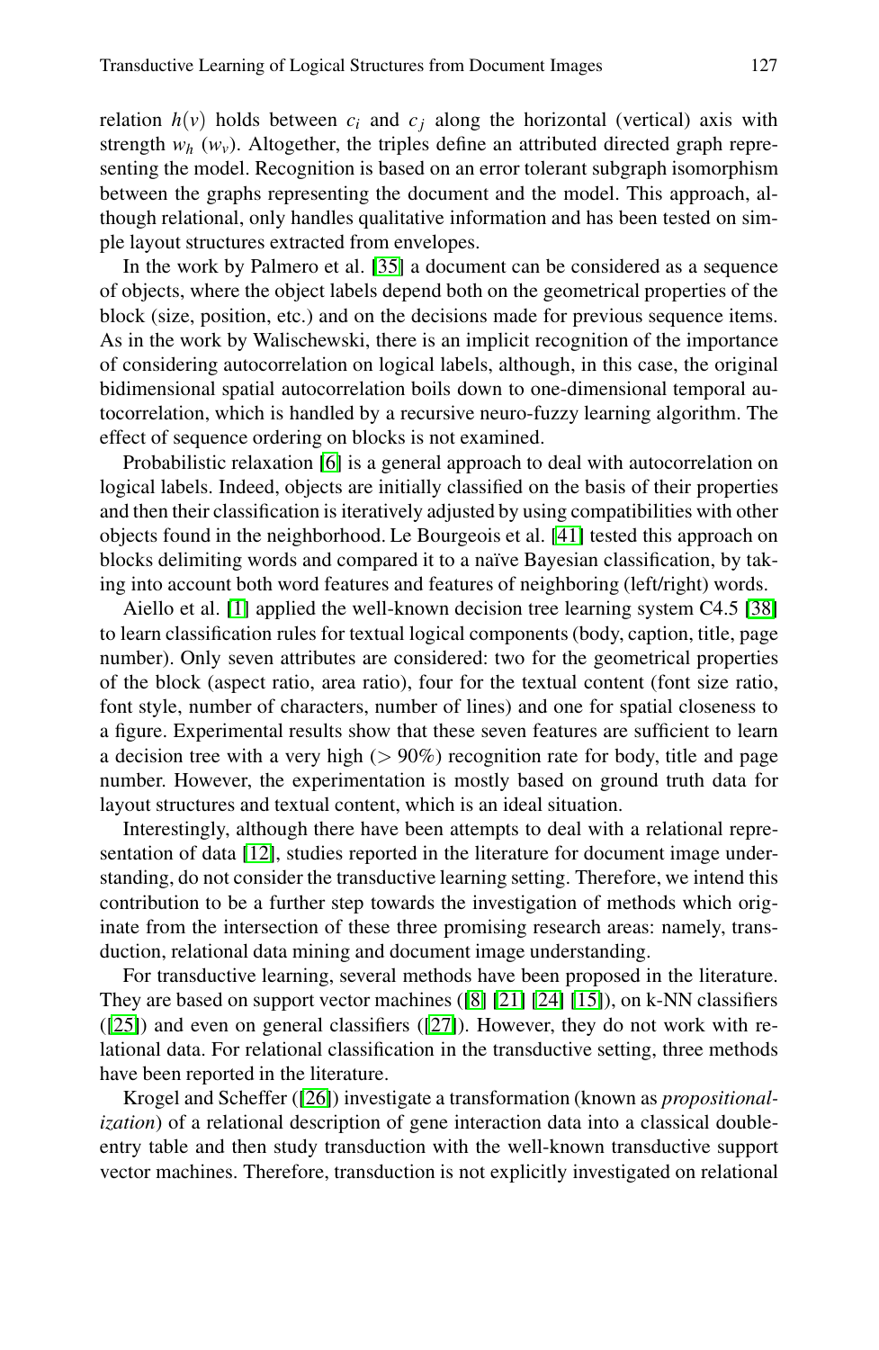relation $h(v)$ holds between $c_i$ and $c_j$ along the horizontal (vertical) axis with strength $w_h$ ($w_v$). Altogether, the triples define an attributed directed graph representing the model. Recognition is based on an error tolerant subgraph isomorphism between the graphs representing the document and the model. This approach, although relational, only handles qualitative information and has been tested on simple layout structures extracted from envelopes.

In the work by Palmero et al. [35] a document can be considered as a sequence of objects, where the object labels depend both on the geometrical properties of the block (size, position, etc.) and on the decisions made for previous sequence items. As in the work by Walischewski, there is an implicit recognition of the importance of considering autocorrelation on logical labels, although, in this case, the original bidimensional spatial autocorrelation boils down to one-dimensional temporal autocorrelation, which is handled by a recursive neuro-fuzzy learning algorithm. The effect of sequence ordering on blocks is not examined.

Probabilistic relaxation [6] is a general approach to deal with autocorrelation on logical labels. Indeed, objects are initially classified on the basis of their properties and then their classification is iteratively adjusted by using compatibilities with other objects found in the neighborhood. Le Bourgeois et al. [41] tested this approach on blocks delimiting words and compared it to a naïve Bayesian classification, by taking into account both word features and features of neighboring (left/right) words.

Aiello et al. [1] applied the well-known decision tree learning system C4.5 [38] to learn classification rules for textual logical components (body, caption, title, page number). Only seven attributes are considered: two for the geometrical properties of the block (aspect ratio, area ratio), four for the textual content (font size ratio, font style, number of characters, number of lines) and one for spatial closeness to a figure. Experimental results show that these seven features are sufficient to learn a decision tree with a very high ($> 90\%$) recognition rate for body, title and page number. However, the experimentation is mostly based on ground truth data for layout structures and textual content, which is an ideal situation.

Interestingly, although there have been attempts to deal with a relational representation of data [12], studies reported in the literature for document image understanding, do not consider the transductive learning setting. Therefore, we intend this contribution to be a further step towards the investigation of methods which originate from the intersection of these three promising research areas: namely, transduction, relational data mining and document image understanding.

For transductive learning, several methods have been proposed in the literature. They are based on support vector machines ([8] [21] [24] [15]), on k-NN classifiers ([25]) and even on general classifiers ([27]). However, they do not work with relational data. For relational classification in the transductive setting, three methods have been reported in the literature.

Krogel and Scheffer ([26]) investigate a transformation (known as *propositionalization*) of a relational description of gene interaction data into a classical double-entry table and then study transduction with the well-known transductive support vector machines. Therefore, transduction is not explicitly investigated on relational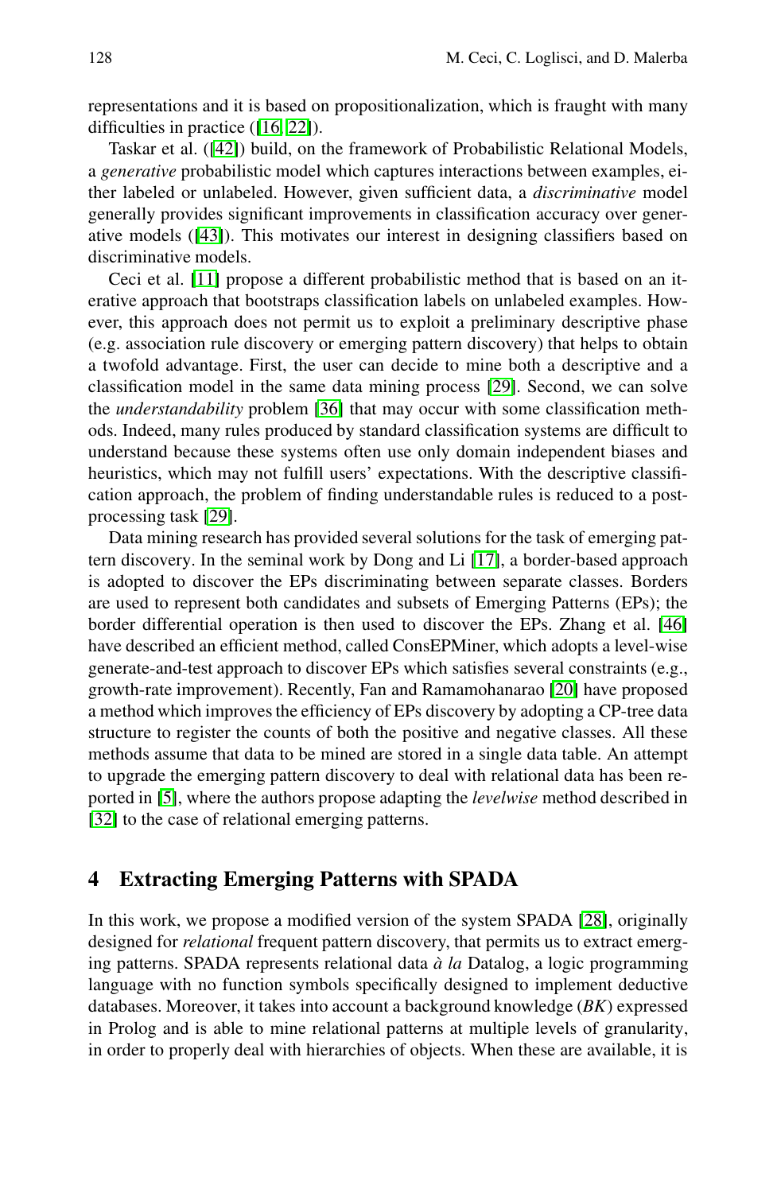representations and it is based on propositionalization, which is fraught with many difficulties in practice ([16, 22]).

Taskar et al. ([42]) build, on the framework of Probabilistic Relational Models, a *generative* probabilistic model which captures interactions between examples, either labeled or unlabeled. However, given sufficient data, a *discriminative* model generally provides significant improvements in classification accuracy over generative models ([43]). This motivates our interest in designing classifiers based on discriminative models.

Ceci et al. [11] propose a different probabilistic method that is based on an iterative approach that bootstraps classification labels on unlabeled examples. However, this approach does not permit us to exploit a preliminary descriptive phase (e.g. association rule discovery or emerging pattern discovery) that helps to obtain a twofold advantage. First, the user can decide to mine both a descriptive and a classification model in the same data mining process [29]. Second, we can solve the *understandability* problem [36] that may occur with some classification methods. Indeed, many rules produced by standard classification systems are difficult to understand because these systems often use only domain independent biases and heuristics, which may not fulfill users' expectations. With the descriptive classification approach, the problem of finding understandable rules is reduced to a post-processing task [29].

Data mining research has provided several solutions for the task of emerging pattern discovery. In the seminal work by Dong and Li [17], a border-based approach is adopted to discover the EPs discriminating between separate classes. Borders are used to represent both candidates and subsets of Emerging Patterns (EPs); the border differential operation is then used to discover the EPs. Zhang et al. [46] have described an efficient method, called ConsEPMiner, which adopts a level-wise generate-and-test approach to discover EPs which satisfies several constraints (e.g., growth-rate improvement). Recently, Fan and Ramamohanarao [20] have proposed a method which improves the efficiency of EPs discovery by adopting a CP-tree data structure to register the counts of both the positive and negative classes. All these methods assume that data to be mined are stored in a single data table. An attempt to upgrade the emerging pattern discovery to deal with relational data has been reported in [5], where the authors propose adapting the *levelwise* method described in [32] to the case of relational emerging patterns.

## 4 Extracting Emerging Patterns with SPADA

In this work, we propose a modified version of the system SPADA [28], originally designed for *relational* frequent pattern discovery, that permits us to extract emerging patterns. SPADA represents relational data *à la* Datalog, a logic programming language with no function symbols specifically designed to implement deductive databases. Moreover, it takes into account a background knowledge (*BK*) expressed in Prolog and is able to mine relational patterns at multiple levels of granularity, in order to properly deal with hierarchies of objects. When these are available, it is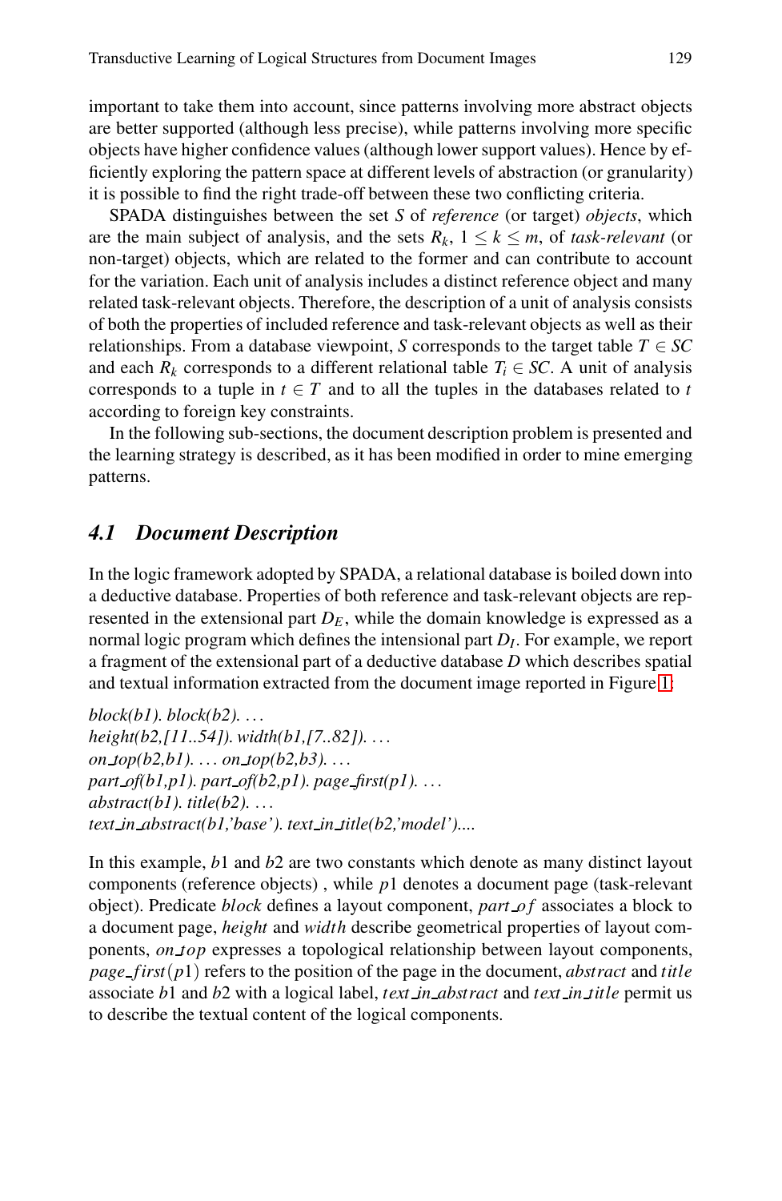important to take them into account, since patterns involving more abstract objects are better supported (although less precise), while patterns involving more specific objects have higher confidence values (although lower support values). Hence by efficiently exploring the pattern space at different levels of abstraction (or granularity) it is possible to find the right trade-off between these two conflicting criteria.

SPADA distinguishes between the set $S$ of *reference* (or target) *objects*, which are the main subject of analysis, and the sets $R_k$, $1 \leq k \leq m$, of *task-relevant* (or non-target) objects, which are related to the former and can contribute to account for the variation. Each unit of analysis includes a distinct reference object and many related task-relevant objects. Therefore, the description of a unit of analysis consists of both the properties of included reference and task-relevant objects as well as their relationships. From a database viewpoint, $S$ corresponds to the target table $T \in SC$ and each $R_k$ corresponds to a different relational table $T_i \in SC$. A unit of analysis corresponds to a tuple in $t \in T$ and to all the tuples in the databases related to $t$ according to foreign key constraints.

In the following sub-sections, the document description problem is presented and the learning strategy is described, as it has been modified in order to mine emerging patterns.

### 4.1 Document Description

In the logic framework adopted by SPADA, a relational database is boiled down into a deductive database. Properties of both reference and task-relevant objects are represented in the extensional part $D_E$, while the domain knowledge is expressed as a normal logic program which defines the intensional part $D_I$. For example, we report a fragment of the extensional part of a deductive database $D$ which describes spatial and textual information extracted from the document image reported in Figure 1:

*block(b1). block(b2). …*
*height(b2,[11..54]). width(b1,[7..82]). …*
*on_top(b2,b1). … on_top(b2,b3). …*
*part_of(b1,p1). part_of(b2,p1). page_first(p1). …*
*abstract(b1). title(b2). …*
*text_in_abstract(b1,'base'). text_in_title(b2,'model')....*

In this example, $b1$ and $b2$ are two constants which denote as many distinct layout components (reference objects) , while $p1$ denotes a document page (task-relevant object). Predicate *block* defines a layout component, *part_of* associates a block to a document page, *height* and *width* describe geometrical properties of layout components, *on_top* expresses a topological relationship between layout components, *page_first*$(p1)$ refers to the position of the page in the document, *abstract* and *title* associate $b1$ and $b2$ with a logical label, *text_in_abstract* and *text_in_title* permit us to describe the textual content of the logical components.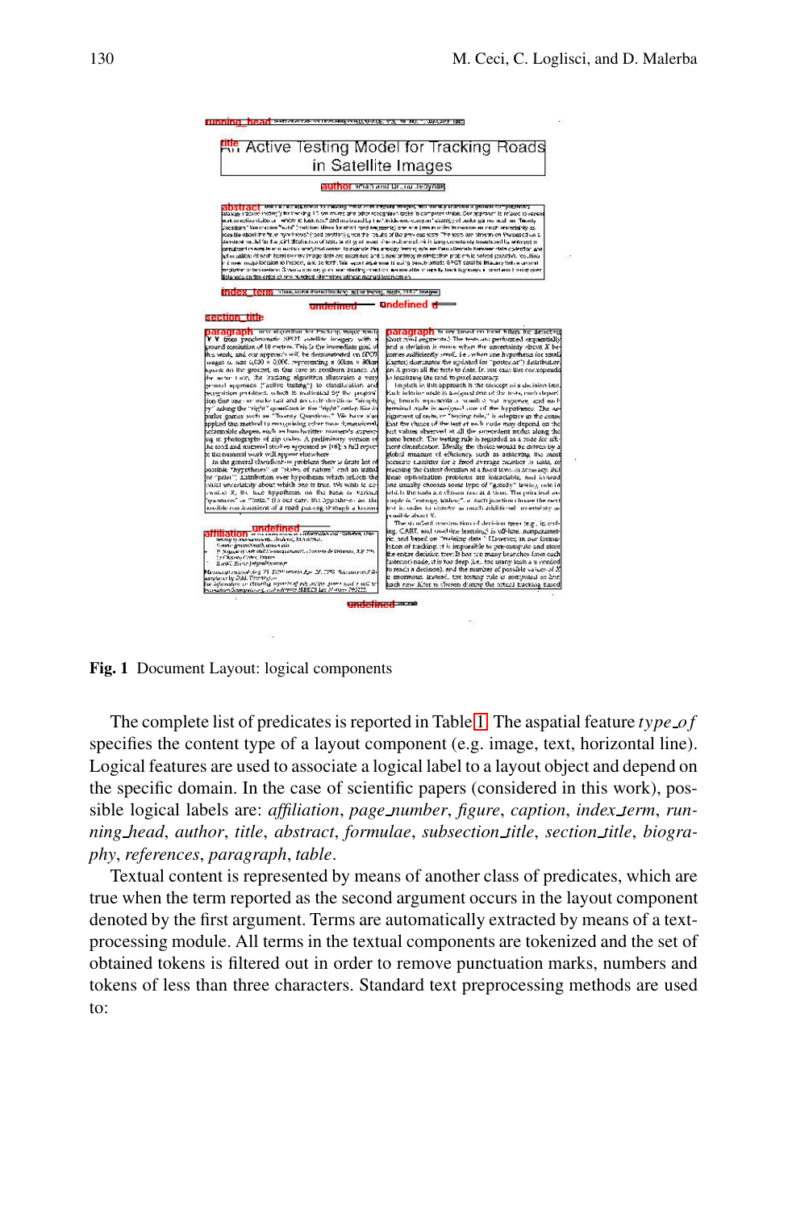**Fig. 1** Document Layout: logical components

The complete list of predicates is reported in Table 1. The aspatial feature *type_of* specifies the content type of a layout component (e.g. image, text, horizontal line). Logical features are used to associate a logical label to a layout object and depend on the specific domain. In the case of scientific papers (considered in this work), possible logical labels are: *affiliation*, *page_number*, *figure*, *caption*, *index_term*, *running_head*, *author*, *title*, *abstract*, *formulae*, *subsection_title*, *section_title*, *biography*, *references*, *paragraph*, *table*.

Textual content is represented by means of another class of predicates, which are true when the term reported as the second argument occurs in the layout component denoted by the first argument. Terms are automatically extracted by means of a text-processing module. All terms in the textual components are tokenized and the set of obtained tokens is filtered out in order to remove punctuation marks, numbers and tokens of less than three characters. Standard text preprocessing methods are used to: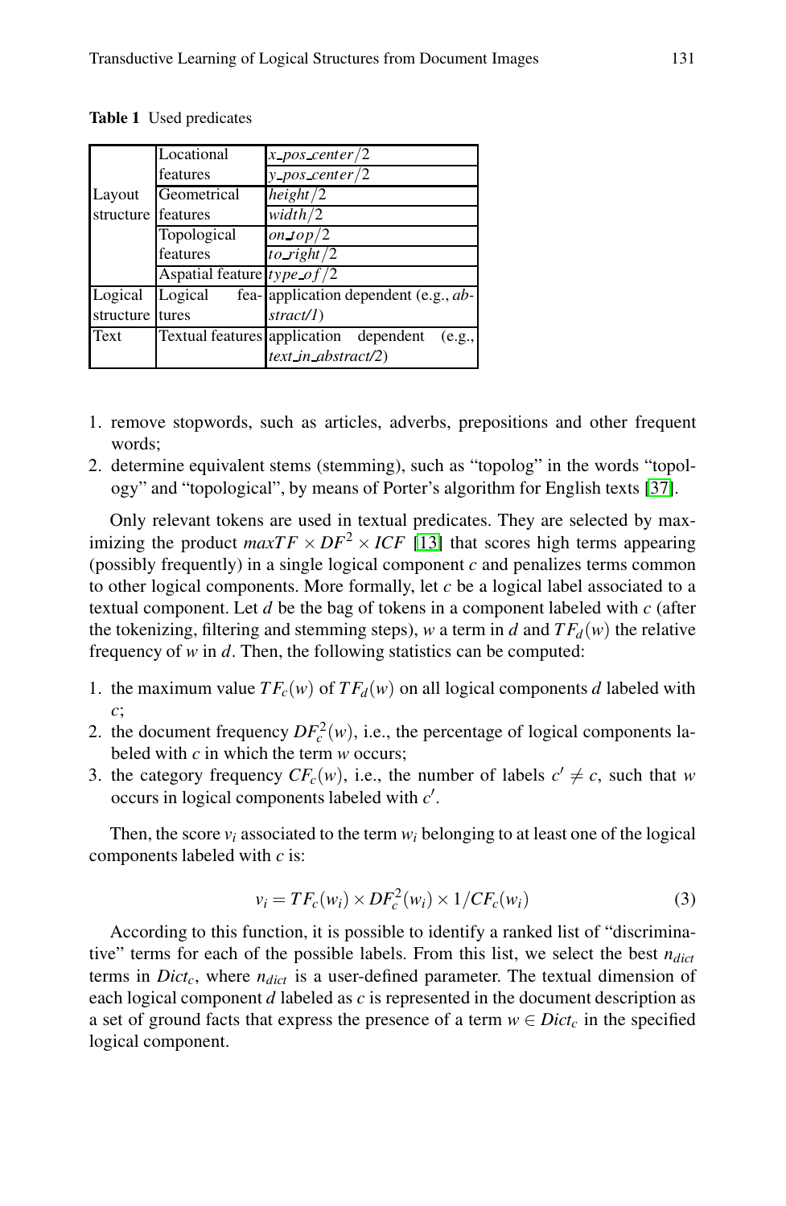**Table 1** Used predicates

| | | |
|---|---|---|
| Layout structure | Locational features | *x_pos_center*/2 |
| | | *y_pos_center*/2 |
| | Geometrical features | *height*/2 |
| | | *width*/2 |
| | Topological features | *on_top*/2 |
| | | *to_right*/2 |
| | Aspatial feature | *type_of*/2 |
| Logical structure | Logical features | application dependent (e.g., *abstract/1*) |
| Text | Textual features | application dependent (e.g., *text_in_abstract/2*) |

1. remove stopwords, such as articles, adverbs, prepositions and other frequent words;
2. determine equivalent stems (stemming), such as "topolog" in the words "topology" and "topological", by means of Porter's algorithm for English texts [37].

Only relevant tokens are used in textual predicates. They are selected by maximizing the product $maxTF \times DF^2 \times ICF$ [13] that scores high terms appearing (possibly frequently) in a single logical component $c$ and penalizes terms common to other logical components. More formally, let $c$ be a logical label associated to a textual component. Let $d$ be the bag of tokens in a component labeled with $c$ (after the tokenizing, filtering and stemming steps), $w$ a term in $d$ and $TF_d(w)$ the relative frequency of $w$ in $d$. Then, the following statistics can be computed:

1. the maximum value $TF_c(w)$ of $TF_d(w)$ on all logical components $d$ labeled with $c$;
2. the document frequency $DF_c^2(w)$, i.e., the percentage of logical components labeled with $c$ in which the term $w$ occurs;
3. the category frequency $CF_c(w)$, i.e., the number of labels $c' \neq c$, such that $w$ occurs in logical components labeled with $c'$.

Then, the score $v_i$ associated to the term $w_i$ belonging to at least one of the logical components labeled with $c$ is:

$$v_i = TF_c(w_i) \times DF_c^2(w_i) \times 1/CF_c(w_i) \tag{3}$$

According to this function, it is possible to identify a ranked list of "discriminative" terms for each of the possible labels. From this list, we select the best $n_{dict}$ terms in $Dict_c$, where $n_{dict}$ is a user-defined parameter. The textual dimension of each logical component $d$ labeled as $c$ is represented in the document description as a set of ground facts that express the presence of a term $w \in Dict_c$ in the specified logical component.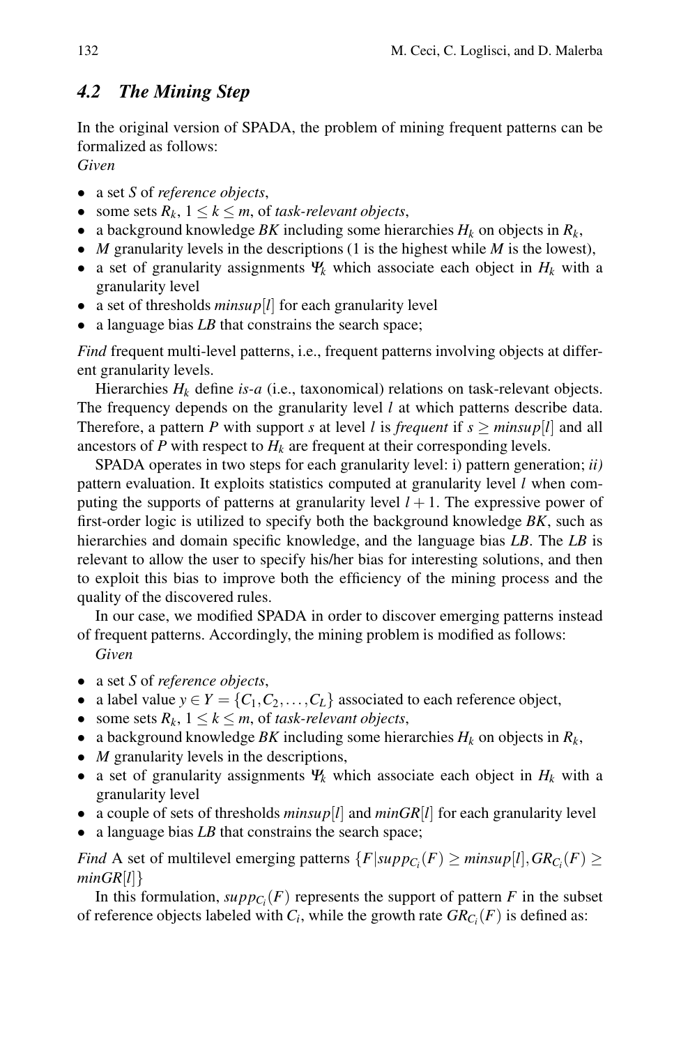### 4.2 The Mining Step

In the original version of SPADA, the problem of mining frequent patterns can be formalized as follows:
*Given*

- a set $S$ of *reference objects*,
- some sets $R_k$, $1 \leq k \leq m$, of *task-relevant objects*,
- a background knowledge *BK* including some hierarchies $H_k$ on objects in $R_k$,
- $M$ granularity levels in the descriptions (1 is the highest while $M$ is the lowest),
- a set of granularity assignments $\Psi_k$ which associate each object in $H_k$ with a granularity level
- a set of thresholds $minsup[l]$ for each granularity level
- a language bias *LB* that constrains the search space;

*Find* frequent multi-level patterns, i.e., frequent patterns involving objects at different granularity levels.

Hierarchies $H_k$ define *is-a* (i.e., taxonomical) relations on task-relevant objects. The frequency depends on the granularity level $l$ at which patterns describe data. Therefore, a pattern $P$ with support $s$ at level $l$ is *frequent* if $s \geq minsup[l]$ and all ancestors of $P$ with respect to $H_k$ are frequent at their corresponding levels.

SPADA operates in two steps for each granularity level: i) pattern generation; *ii)* pattern evaluation. It exploits statistics computed at granularity level $l$ when computing the supports of patterns at granularity level $l+1$. The expressive power of first-order logic is utilized to specify both the background knowledge *BK*, such as hierarchies and domain specific knowledge, and the language bias *LB*. The *LB* is relevant to allow the user to specify his/her bias for interesting solutions, and then to exploit this bias to improve both the efficiency of the mining process and the quality of the discovered rules.

In our case, we modified SPADA in order to discover emerging patterns instead of frequent patterns. Accordingly, the mining problem is modified as follows:
*Given*

- a set $S$ of *reference objects*,
- a label value $y \in Y = \{C_1, C_2, \ldots, C_L\}$ associated to each reference object,
- some sets $R_k$, $1 \leq k \leq m$, of *task-relevant objects*,
- a background knowledge *BK* including some hierarchies $H_k$ on objects in $R_k$,
- $M$ granularity levels in the descriptions,
- a set of granularity assignments $\Psi_k$ which associate each object in $H_k$ with a granularity level
- a couple of sets of thresholds $minsup[l]$ and $minGR[l]$ for each granularity level
- a language bias *LB* that constrains the search space;

*Find* A set of multilevel emerging patterns $\{F | supp_{C_i}(F) \geq minsup[l], GR_{C_i}(F) \geq minGR[l]\}$

In this formulation, $supp_{C_i}(F)$ represents the support of pattern $F$ in the subset of reference objects labeled with $C_i$, while the growth rate $GR_{C_i}(F)$ is defined as: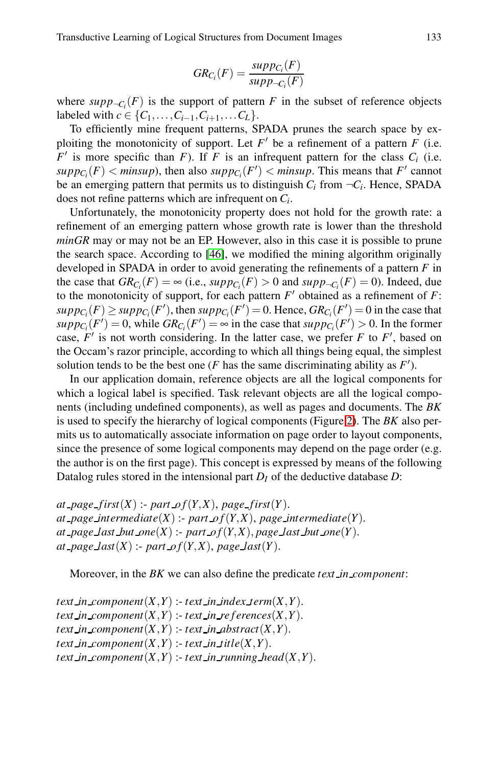$$GR_{C_i}(F) = \frac{supp_{C_i}(F)}{supp_{\neg C_i}(F)}$$

where $supp_{\neg C_i}(F)$ is the support of pattern $F$ in the subset of reference objects labeled with $c \in \{C_1, \ldots, C_{i-1}, C_{i+1}, \ldots C_L\}$.

To efficiently mine frequent patterns, SPADA prunes the search space by exploiting the monotonicity of support. Let $F'$ be a refinement of a pattern $F$ (i.e. $F'$ is more specific than $F$). If $F$ is an infrequent pattern for the class $C_i$ (i.e. $supp_{C_i}(F) < minsup$), then also $supp_{C_i}(F') < minsup$. This means that $F'$ cannot be an emerging pattern that permits us to distinguish $C_i$ from $\neg C_i$. Hence, SPADA does not refine patterns which are infrequent on $C_i$.

Unfortunately, the monotonicity property does not hold for the growth rate: a refinement of an emerging pattern whose growth rate is lower than the threshold *minGR* may or may not be an EP. However, also in this case it is possible to prune the search space. According to [46], we modified the mining algorithm originally developed in SPADA in order to avoid generating the refinements of a pattern $F$ in the case that $GR_{C_i}(F) = \infty$ (i.e., $supp_{C_i}(F) > 0$ and $supp_{\neg C_i}(F) = 0$). Indeed, due to the monotonicity of support, for each pattern $F'$ obtained as a refinement of $F$: $supp_{C_i}(F) \geq supp_{C_i}(F')$, then $supp_{C_i}(F') = 0$. Hence, $GR_{C_i}(F') = 0$ in the case that $supp_{C_i}(F') = 0$, while $GR_{C_i}(F') = \infty$ in the case that $supp_{C_i}(F') > 0$. In the former case, $F'$ is not worth considering. In the latter case, we prefer $F$ to $F'$, based on the Occam's razor principle, according to which all things being equal, the simplest solution tends to be the best one ($F$ has the same discriminating ability as $F'$).

In our application domain, reference objects are all the logical components for which a logical label is specified. Task relevant objects are all the logical components (including undefined components), as well as pages and documents. The *BK* is used to specify the hierarchy of logical components (Figure 2). The *BK* also permits us to automatically associate information on page order to layout components, since the presence of some logical components may depend on the page order (e.g. the author is on the first page). This concept is expressed by means of the following Datalog rules stored in the intensional part $D_I$ of the deductive database $D$:

*at_page_first*$(X)$ :- *part_of*$(Y,X)$, *page_first*$(Y)$.
*at_page_intermediate*$(X)$ :- *part_of*$(Y,X)$, *page_intermediate*$(Y)$.
*at_page_last_but_one*$(X)$ :- *part_of*$(Y,X)$, *page_last_but_one*$(Y)$.
*at_page_last*$(X)$ :- *part_of*$(Y,X)$, *page_last*$(Y)$.

Moreover, in the *BK* we can also define the predicate *text_in_component*:

*text_in_component*$(X,Y)$ :- *text_in_index_term*$(X,Y)$.
*text_in_component*$(X,Y)$ :- *text_in_references*$(X,Y)$.
*text_in_component*$(X,Y)$ :- *text_in_abstract*$(X,Y)$.
*text_in_component*$(X,Y)$ :- *text_in_title*$(X,Y)$.
*text_in_component*$(X,Y)$ :- *text_in_running_head*$(X,Y)$.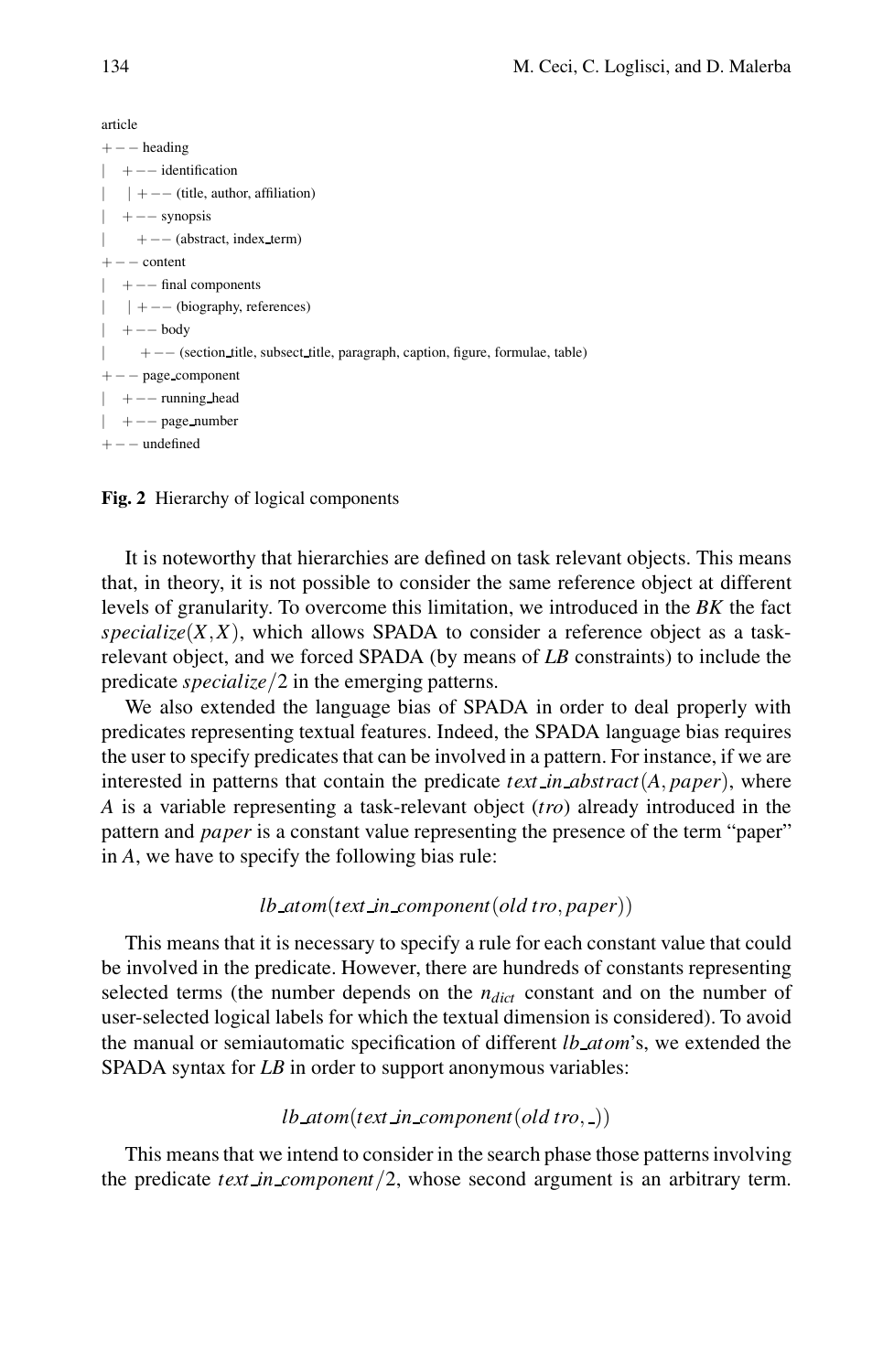```
article
+−− heading
|   +−− identification
|   |   +−− (title, author, affiliation)
|   +−− synopsis
|       +−− (abstract, index_term)
+−− content
|   +−− final components
|   |   +−− (biography, references)
|   +−− body
|       +−− (section_title, subsect_title, paragraph, caption, figure, formulae, table)
+−− page_component
|   +−− running_head
|   +−− page_number
+−− undefined
```

**Fig. 2** Hierarchy of logical components

It is noteworthy that hierarchies are defined on task relevant objects. This means that, in theory, it is not possible to consider the same reference object at different levels of granularity. To overcome this limitation, we introduced in the *BK* the fact $specialize(X,X)$, which allows SPADA to consider a reference object as a task-relevant object, and we forced SPADA (by means of *LB* constraints) to include the predicate $specialize/2$ in the emerging patterns.

We also extended the language bias of SPADA in order to deal properly with predicates representing textual features. Indeed, the SPADA language bias requires the user to specify predicates that can be involved in a pattern. For instance, if we are interested in patterns that contain the predicate $text\_in\_abstract(A, paper)$, where $A$ is a variable representing a task-relevant object (*tro*) already introduced in the pattern and *paper* is a constant value representing the presence of the term "paper" in $A$, we have to specify the following bias rule:

$$lb\_atom(text\_in\_component(old\,tro, paper))$$

This means that it is necessary to specify a rule for each constant value that could be involved in the predicate. However, there are hundreds of constants representing selected terms (the number depends on the $n_{dict}$ constant and on the number of user-selected logical labels for which the textual dimension is considered). To avoid the manual or semiautomatic specification of different *lb_atom*'s, we extended the SPADA syntax for *LB* in order to support anonymous variables:

$$lb\_atom(text\_in\_component(old\,tro, \_))$$

This means that we intend to consider in the search phase those patterns involving the predicate $text\_in\_component/2$, whose second argument is an arbitrary term.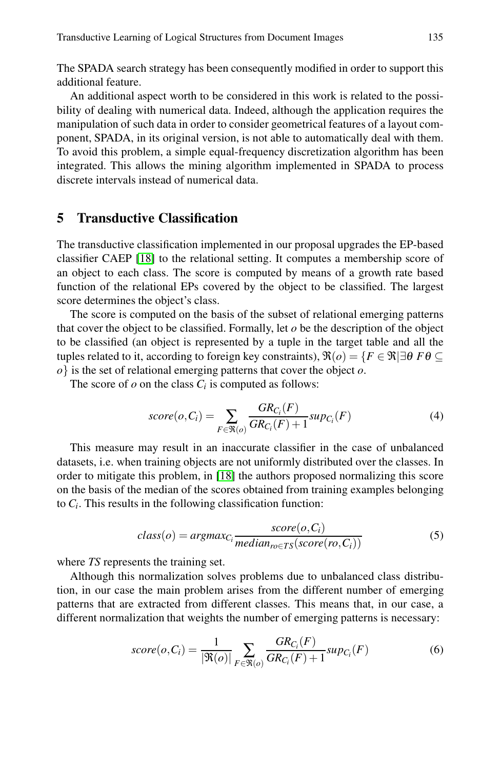The SPADA search strategy has been consequently modified in order to support this additional feature.

An additional aspect worth to be considered in this work is related to the possibility of dealing with numerical data. Indeed, although the application requires the manipulation of such data in order to consider geometrical features of a layout component, SPADA, in its original version, is not able to automatically deal with them. To avoid this problem, a simple equal-frequency discretization algorithm has been integrated. This allows the mining algorithm implemented in SPADA to process discrete intervals instead of numerical data.

## 5 Transductive Classification

The transductive classification implemented in our proposal upgrades the EP-based classifier CAEP [18] to the relational setting. It computes a membership score of an object to each class. The score is computed by means of a growth rate based function of the relational EPs covered by the object to be classified. The largest score determines the object's class.

The score is computed on the basis of the subset of relational emerging patterns that cover the object to be classified. Formally, let $o$ be the description of the object to be classified (an object is represented by a tuple in the target table and all the tuples related to it, according to foreign key constraints), $\Re(o) = \{F \in \Re | \exists \theta \; F\theta \subseteq o\}$ is the set of relational emerging patterns that cover the object $o$.

The score of $o$ on the class $C_i$ is computed as follows:

$$score(o, C_i) = \sum_{F \in \Re(o)} \frac{GR_{C_i}(F)}{GR_{C_i}(F) + 1} sup_{C_i}(F) \tag{4}$$

This measure may result in an inaccurate classifier in the case of unbalanced datasets, i.e. when training objects are not uniformly distributed over the classes. In order to mitigate this problem, in [18] the authors proposed normalizing this score on the basis of the median of the scores obtained from training examples belonging to $C_i$. This results in the following classification function:

$$class(o) = argmax_{C_i} \frac{score(o, C_i)}{median_{ro \in TS}(score(ro, C_i))} \tag{5}$$

where $TS$ represents the training set.

Although this normalization solves problems due to unbalanced class distribution, in our case the main problem arises from the different number of emerging patterns that are extracted from different classes. This means that, in our case, a different normalization that weights the number of emerging patterns is necessary:

$$score(o, C_i) = \frac{1}{|\Re(o)|} \sum_{F \in \Re(o)} \frac{GR_{C_i}(F)}{GR_{C_i}(F) + 1} sup_{C_i}(F) \tag{6}$$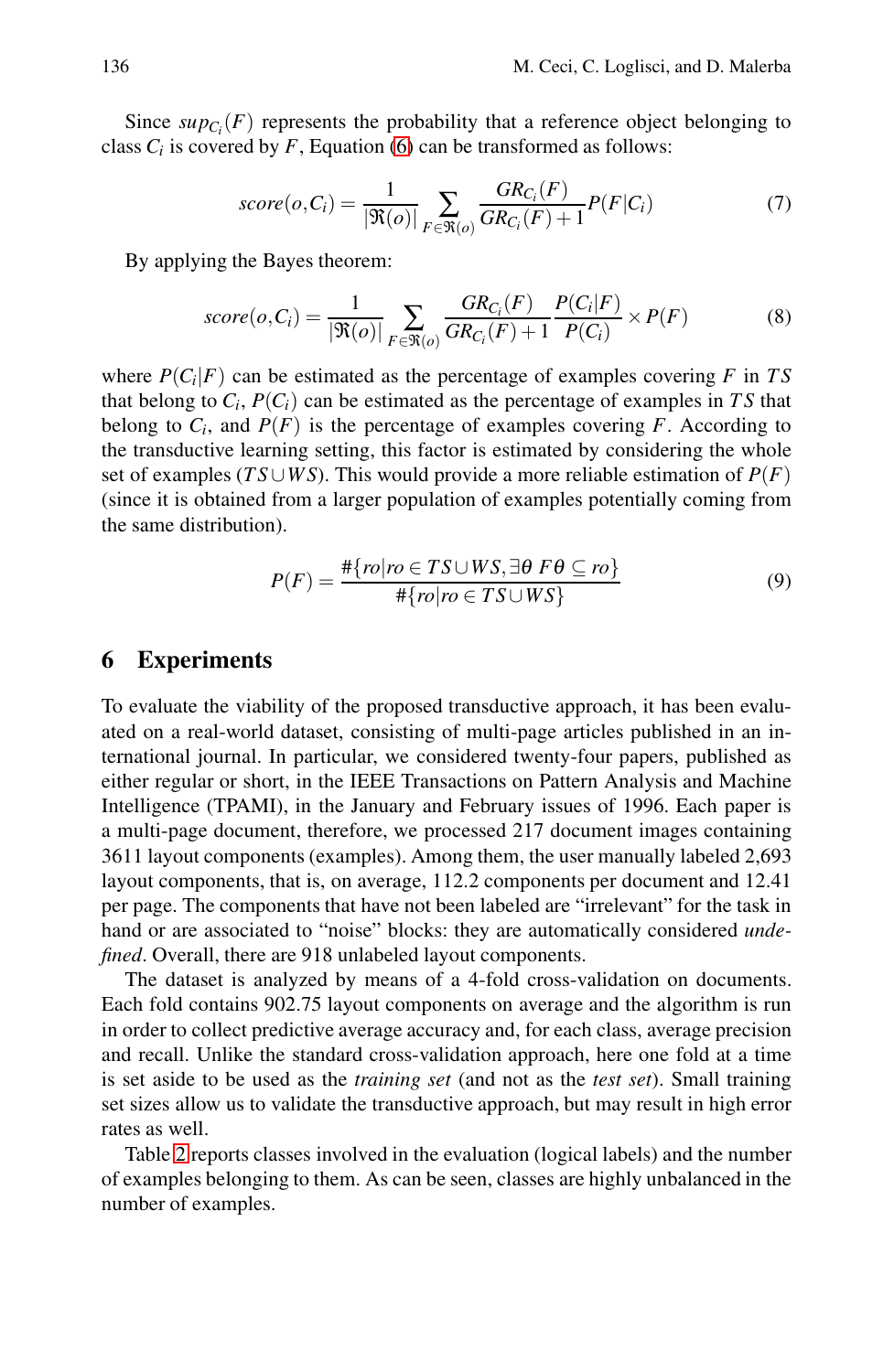Since $sup_{C_i}(F)$ represents the probability that a reference object belonging to class $C_i$ is covered by $F$, Equation (6) can be transformed as follows:

$$score(o, C_i) = \frac{1}{|\Re(o)|} \sum_{F \in \Re(o)} \frac{GR_{C_i}(F)}{GR_{C_i}(F)+1} P(F|C_i) \tag{7}$$

By applying the Bayes theorem:

$$score(o, C_i) = \frac{1}{|\Re(o)|} \sum_{F \in \Re(o)} \frac{GR_{C_i}(F)}{GR_{C_i}(F)+1} \frac{P(C_i|F)}{P(C_i)} \times P(F) \tag{8}$$

where $P(C_i|F)$ can be estimated as the percentage of examples covering $F$ in $TS$ that belong to $C_i$, $P(C_i)$ can be estimated as the percentage of examples in $TS$ that belong to $C_i$, and $P(F)$ is the percentage of examples covering $F$. According to the transductive learning setting, this factor is estimated by considering the whole set of examples ($TS \cup WS$). This would provide a more reliable estimation of $P(F)$ (since it is obtained from a larger population of examples potentially coming from the same distribution).

$$P(F) = \frac{\#\{ro | ro \in TS \cup WS, \exists \theta \; F\theta \subseteq ro\}}{\#\{ro | ro \in TS \cup WS\}} \tag{9}$$

## 6 Experiments

To evaluate the viability of the proposed transductive approach, it has been evaluated on a real-world dataset, consisting of multi-page articles published in an international journal. In particular, we considered twenty-four papers, published as either regular or short, in the IEEE Transactions on Pattern Analysis and Machine Intelligence (TPAMI), in the January and February issues of 1996. Each paper is a multi-page document, therefore, we processed 217 document images containing 3611 layout components (examples). Among them, the user manually labeled 2,693 layout components, that is, on average, 112.2 components per document and 12.41 per page. The components that have not been labeled are "irrelevant" for the task in hand or are associated to "noise" blocks: they are automatically considered *undefined*. Overall, there are 918 unlabeled layout components.

The dataset is analyzed by means of a 4-fold cross-validation on documents. Each fold contains 902.75 layout components on average and the algorithm is run in order to collect predictive average accuracy and, for each class, average precision and recall. Unlike the standard cross-validation approach, here one fold at a time is set aside to be used as the *training set* (and not as the *test set*). Small training set sizes allow us to validate the transductive approach, but may result in high error rates as well.

Table 2 reports classes involved in the evaluation (logical labels) and the number of examples belonging to them. As can be seen, classes are highly unbalanced in the number of examples.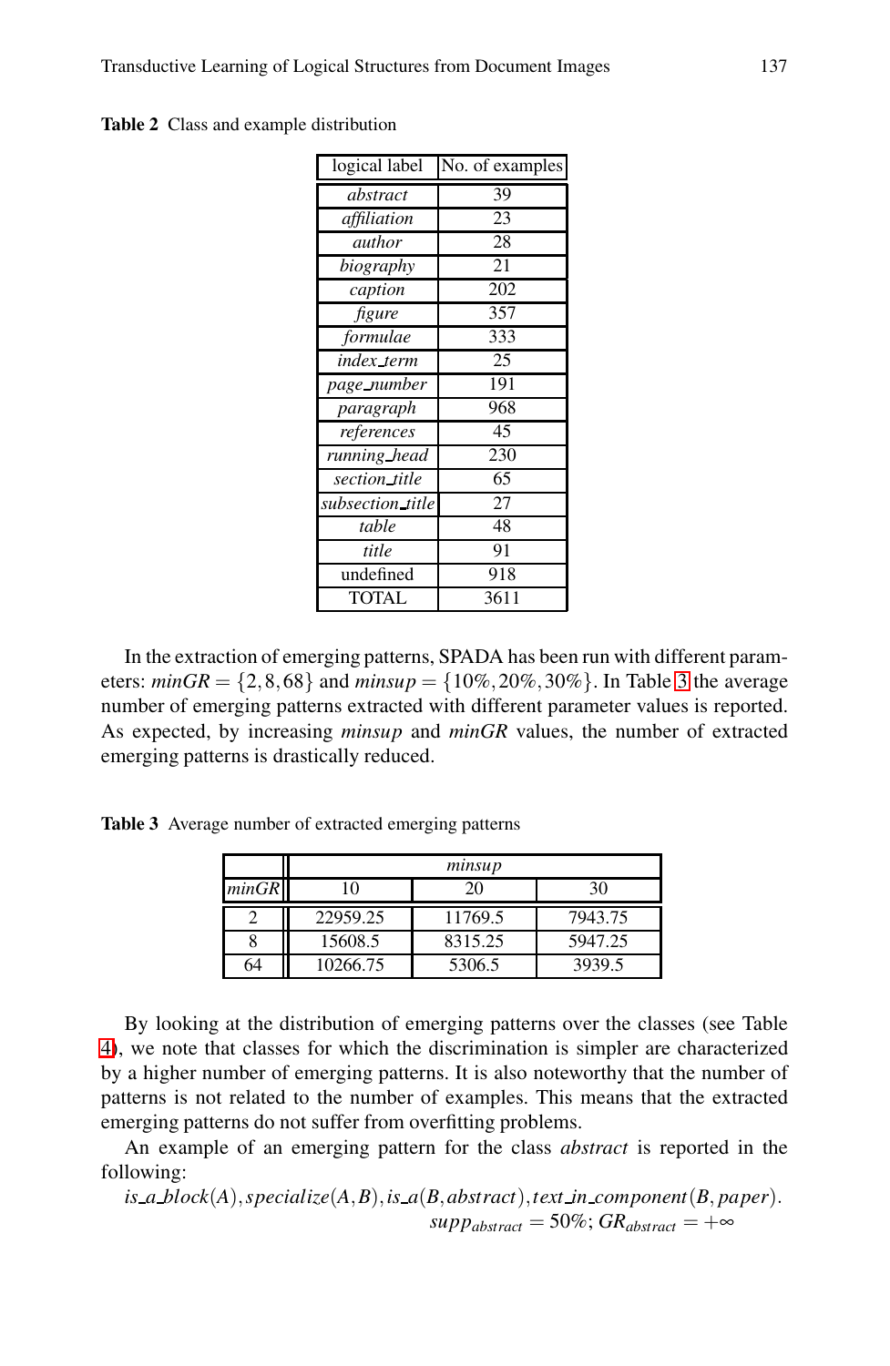**Table 2** Class and example distribution

| logical label | No. of examples |
|---|---|
| *abstract* | 39 |
| *affiliation* | 23 |
| *author* | 28 |
| *biography* | 21 |
| *caption* | 202 |
| *figure* | 357 |
| *formulae* | 333 |
| *index_term* | 25 |
| *page_number* | 191 |
| *paragraph* | 968 |
| *references* | 45 |
| *running_head* | 230 |
| *section_title* | 65 |
| *subsection_title* | 27 |
| *table* | 48 |
| *title* | 91 |
| undefined | 918 |
| TOTAL | 3611 |

In the extraction of emerging patterns, SPADA has been run with different parameters: $minGR = \{2, 8, 68\}$ and $minsup = \{10\%, 20\%, 30\%\}$. In Table 3 the average number of emerging patterns extracted with different parameter values is reported. As expected, by increasing *minsup* and *minGR* values, the number of extracted emerging patterns is drastically reduced.

**Table 3** Average number of extracted emerging patterns

| | *minsup* | | |
|---|---|---|---|
| *minGR* | 10 | 20 | 30 |
| 2 | 22959.25 | 11769.5 | 7943.75 |
| 8 | 15608.5 | 8315.25 | 5947.25 |
| 64 | 10266.75 | 5306.5 | 3939.5 |

By looking at the distribution of emerging patterns over the classes (see Table 4), we note that classes for which the discrimination is simpler are characterized by a higher number of emerging patterns. It is also noteworthy that the number of patterns is not related to the number of examples. This means that the extracted emerging patterns do not suffer from overfitting problems.

An example of an emerging pattern for the class *abstract* is reported in the following:

$$is\_a\_block(A), specialize(A,B), is\_a(B, abstract), text\_in\_component(B, paper).$$
$$supp_{abstract} = 50\%;\ GR_{abstract} = +\infty$$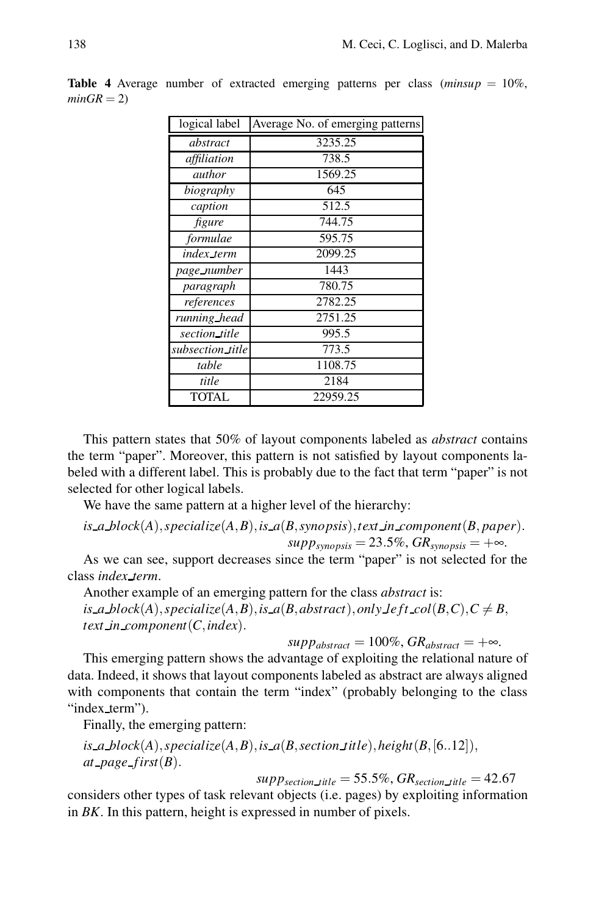**Table 4** Average number of extracted emerging patterns per class ($minsup$ = 10%, $minGR = 2$)

| logical label | Average No. of emerging patterns |
|---|---|
| *abstract* | 3235.25 |
| *affiliation* | 738.5 |
| *author* | 1569.25 |
| *biography* | 645 |
| *caption* | 512.5 |
| *figure* | 744.75 |
| *formulae* | 595.75 |
| *index_term* | 2099.25 |
| *page_number* | 1443 |
| *paragraph* | 780.75 |
| *references* | 2782.25 |
| *running_head* | 2751.25 |
| *section_title* | 995.5 |
| *subsection_title* | 773.5 |
| *table* | 1108.75 |
| *title* | 2184 |
| TOTAL | 22959.25 |

This pattern states that 50% of layout components labeled as *abstract* contains the term "paper". Moreover, this pattern is not satisfied by layout components labeled with a different label. This is probably due to the fact that term "paper" is not selected for other logical labels.

We have the same pattern at a higher level of the hierarchy:

$$is\_a\_block(A), specialize(A,B), is\_a(B, synopsis), text\_in\_component(B, paper).$$
$$supp_{synopsis} = 23.5\%, GR_{synopsis} = +\infty.$$

As we can see, support decreases since the term "paper" is not selected for the class *index_term*.

Another example of an emerging pattern for the class *abstract* is:

$$is\_a\_block(A), specialize(A,B), is\_a(B, abstract), only\_left\_col(B,C), C \neq B, text\_in\_component(C, index).$$
$$supp_{abstract} = 100\%, GR_{abstract} = +\infty.$$

This emerging pattern shows the advantage of exploiting the relational nature of data. Indeed, it shows that layout components labeled as abstract are always aligned with components that contain the term "index" (probably belonging to the class "index_term").

Finally, the emerging pattern:

$$is\_a\_block(A), specialize(A,B), is\_a(B, section\_title), height(B, [6..12]), at\_page\_first(B).$$
$$supp_{section\_title} = 55.5\%, GR_{section\_title} = 42.67$$

considers other types of task relevant objects (i.e. pages) by exploiting information in *BK*. In this pattern, height is expressed in number of pixels.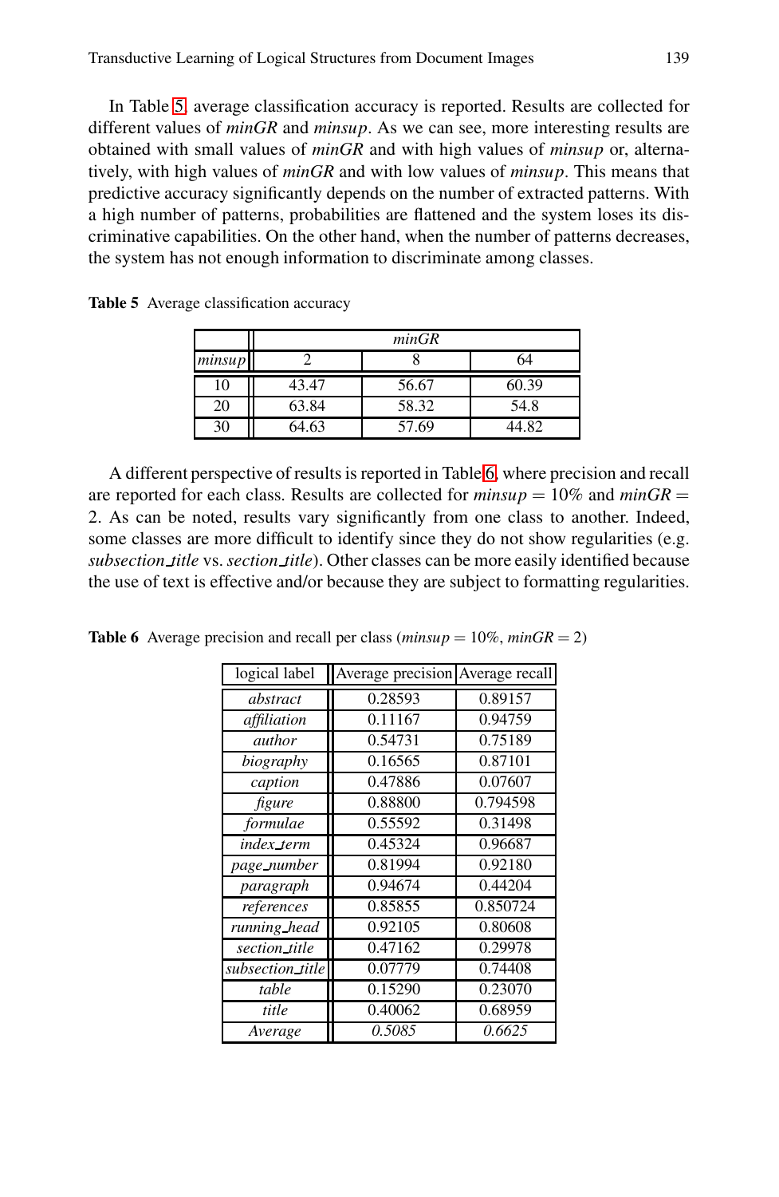In Table 5, average classification accuracy is reported. Results are collected for different values of *minGR* and *minsup*. As we can see, more interesting results are obtained with small values of *minGR* and with high values of *minsup* or, alternatively, with high values of *minGR* and with low values of *minsup*. This means that predictive accuracy significantly depends on the number of extracted patterns. With a high number of patterns, probabilities are flattened and the system loses its discriminative capabilities. On the other hand, when the number of patterns decreases, the system has not enough information to discriminate among classes.

**Table 5** Average classification accuracy

| | *minGR* | | |
|---|---|---|---|
| *minsup* | 2 | 8 | 64 |
| 10 | 43.47 | 56.67 | 60.39 |
| 20 | 63.84 | 58.32 | 54.8 |
| 30 | 64.63 | 57.69 | 44.82 |

A different perspective of results is reported in Table 6, where precision and recall are reported for each class. Results are collected for $minsup = 10\%$ and $minGR = 2$. As can be noted, results vary significantly from one class to another. Indeed, some classes are more difficult to identify since they do not show regularities (e.g. *subsection_title* vs. *section_title*). Other classes can be more easily identified because the use of text is effective and/or because they are subject to formatting regularities.

**Table 6** Average precision and recall per class ($minsup = 10\%$, $minGR = 2$)

| logical label | Average precision | Average recall |
|---|---|---|
| *abstract* | 0.28593 | 0.89157 |
| *affiliation* | 0.11167 | 0.94759 |
| *author* | 0.54731 | 0.75189 |
| *biography* | 0.16565 | 0.87101 |
| *caption* | 0.47886 | 0.07607 |
| *figure* | 0.88800 | 0.794598 |
| *formulae* | 0.55592 | 0.31498 |
| *index_term* | 0.45324 | 0.96687 |
| *page_number* | 0.81994 | 0.92180 |
| *paragraph* | 0.94674 | 0.44204 |
| *references* | 0.85855 | 0.850724 |
| *running_head* | 0.92105 | 0.80608 |
| *section_title* | 0.47162 | 0.29978 |
| *subsection_title* | 0.07779 | 0.74408 |
| *table* | 0.15290 | 0.23070 |
| *title* | 0.40062 | 0.68959 |
| *Average* | *0.5085* | *0.6625* |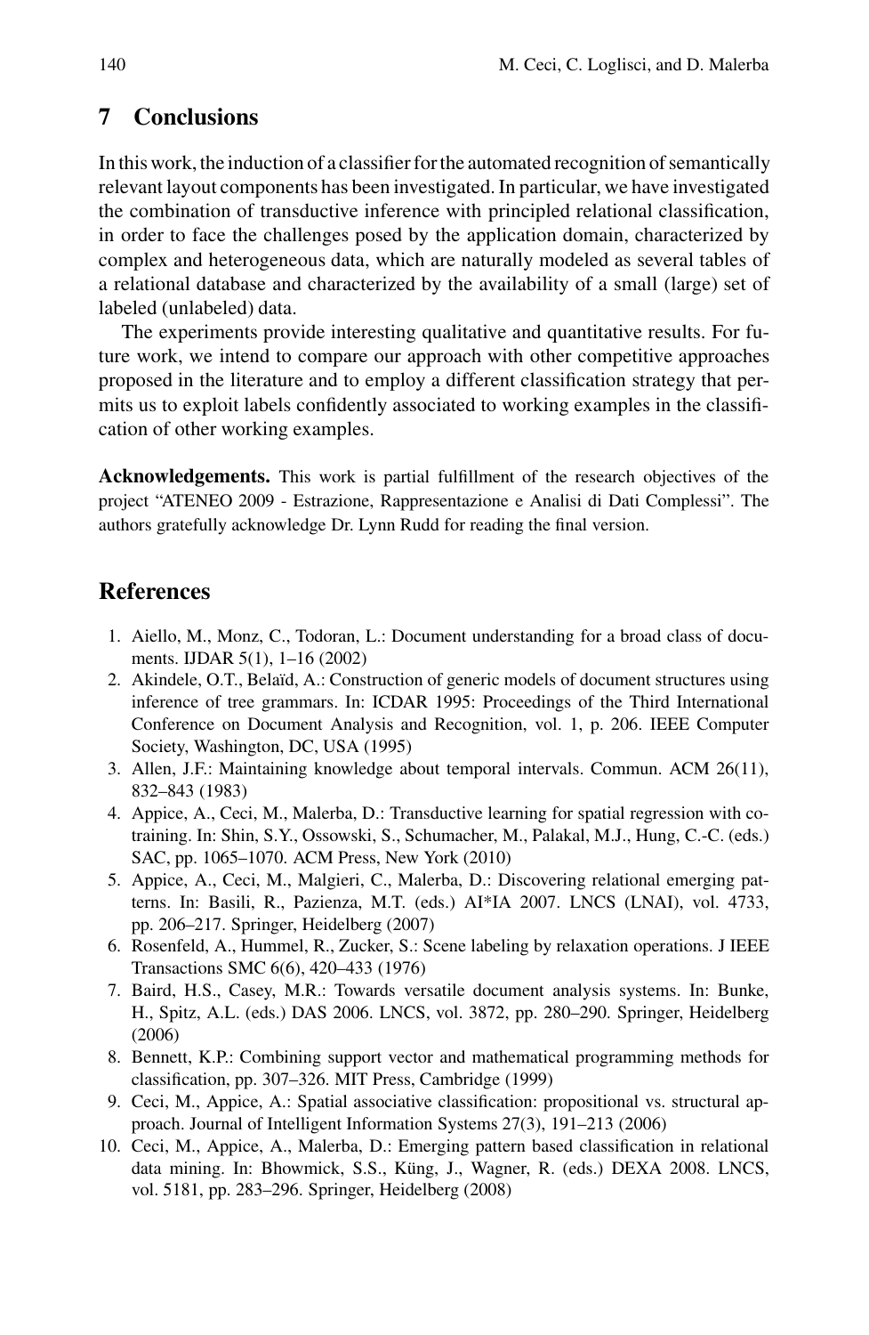## 7 Conclusions

In this work, the induction of a classifier for the automated recognition of semantically relevant layout components has been investigated. In particular, we have investigated the combination of transductive inference with principled relational classification, in order to face the challenges posed by the application domain, characterized by complex and heterogeneous data, which are naturally modeled as several tables of a relational database and characterized by the availability of a small (large) set of labeled (unlabeled) data.

The experiments provide interesting qualitative and quantitative results. For future work, we intend to compare our approach with other competitive approaches proposed in the literature and to employ a different classification strategy that permits us to exploit labels confidently associated to working examples in the classification of other working examples.

**Acknowledgements.** This work is partial fulfillment of the research objectives of the project "ATENEO 2009 - Estrazione, Rappresentazione e Analisi di Dati Complessi". The authors gratefully acknowledge Dr. Lynn Rudd for reading the final version.

## References

1. Aiello, M., Monz, C., Todoran, L.: Document understanding for a broad class of documents. IJDAR 5(1), 1–16 (2002)
2. Akindele, O.T., Belaïd, A.: Construction of generic models of document structures using inference of tree grammars. In: ICDAR 1995: Proceedings of the Third International Conference on Document Analysis and Recognition, vol. 1, p. 206. IEEE Computer Society, Washington, DC, USA (1995)
3. Allen, J.F.: Maintaining knowledge about temporal intervals. Commun. ACM 26(11), 832–843 (1983)
4. Appice, A., Ceci, M., Malerba, D.: Transductive learning for spatial regression with co-training. In: Shin, S.Y., Ossowski, S., Schumacher, M., Palakal, M.J., Hung, C.-C. (eds.) SAC, pp. 1065–1070. ACM Press, New York (2010)
5. Appice, A., Ceci, M., Malgieri, C., Malerba, D.: Discovering relational emerging patterns. In: Basili, R., Pazienza, M.T. (eds.) AI*IA 2007. LNCS (LNAI), vol. 4733, pp. 206–217. Springer, Heidelberg (2007)
6. Rosenfeld, A., Hummel, R., Zucker, S.: Scene labeling by relaxation operations. J IEEE Transactions SMC 6(6), 420–433 (1976)
7. Baird, H.S., Casey, M.R.: Towards versatile document analysis systems. In: Bunke, H., Spitz, A.L. (eds.) DAS 2006. LNCS, vol. 3872, pp. 280–290. Springer, Heidelberg (2006)
8. Bennett, K.P.: Combining support vector and mathematical programming methods for classification, pp. 307–326. MIT Press, Cambridge (1999)
9. Ceci, M., Appice, A.: Spatial associative classification: propositional vs. structural approach. Journal of Intelligent Information Systems 27(3), 191–213 (2006)
10. Ceci, M., Appice, A., Malerba, D.: Emerging pattern based classification in relational data mining. In: Bhowmick, S.S., Küng, J., Wagner, R. (eds.) DEXA 2008. LNCS, vol. 5181, pp. 283–296. Springer, Heidelberg (2008)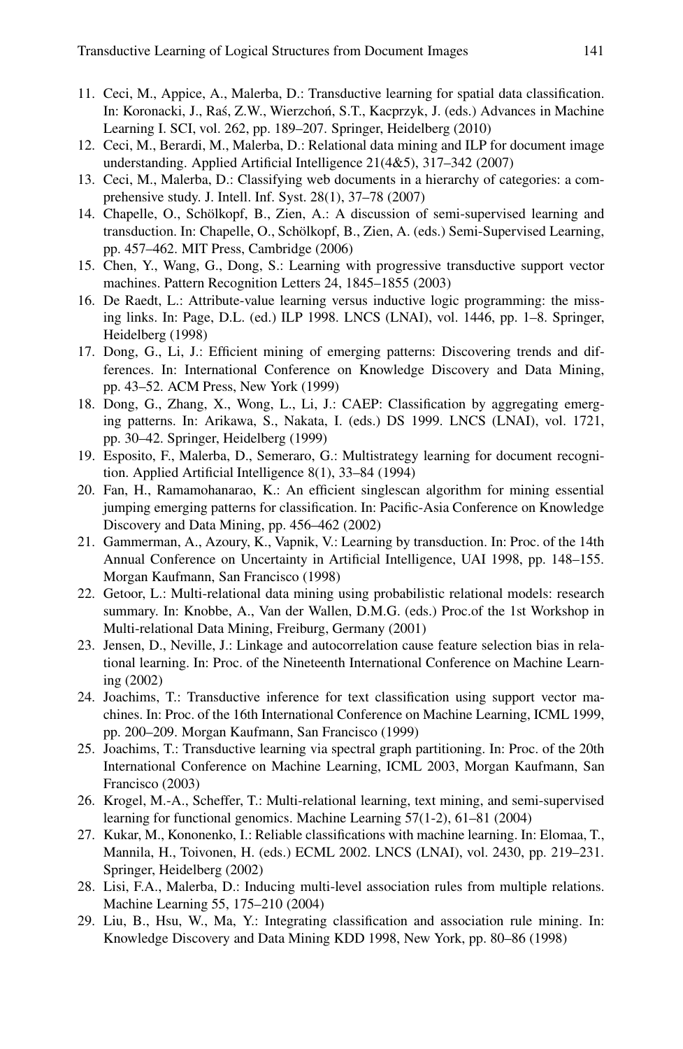11. Ceci, M., Appice, A., Malerba, D.: Transductive learning for spatial data classification. In: Koronacki, J., Raś, Z.W., Wierzchoń, S.T., Kacprzyk, J. (eds.) Advances in Machine Learning I. SCI, vol. 262, pp. 189–207. Springer, Heidelberg (2010)
12. Ceci, M., Berardi, M., Malerba, D.: Relational data mining and ILP for document image understanding. Applied Artificial Intelligence 21(4&5), 317–342 (2007)
13. Ceci, M., Malerba, D.: Classifying web documents in a hierarchy of categories: a comprehensive study. J. Intell. Inf. Syst. 28(1), 37–78 (2007)
14. Chapelle, O., Schölkopf, B., Zien, A.: A discussion of semi-supervised learning and transduction. In: Chapelle, O., Schölkopf, B., Zien, A. (eds.) Semi-Supervised Learning, pp. 457–462. MIT Press, Cambridge (2006)
15. Chen, Y., Wang, G., Dong, S.: Learning with progressive transductive support vector machines. Pattern Recognition Letters 24, 1845–1855 (2003)
16. De Raedt, L.: Attribute-value learning versus inductive logic programming: the missing links. In: Page, D.L. (ed.) ILP 1998. LNCS (LNAI), vol. 1446, pp. 1–8. Springer, Heidelberg (1998)
17. Dong, G., Li, J.: Efficient mining of emerging patterns: Discovering trends and differences. In: International Conference on Knowledge Discovery and Data Mining, pp. 43–52. ACM Press, New York (1999)
18. Dong, G., Zhang, X., Wong, L., Li, J.: CAEP: Classification by aggregating emerging patterns. In: Arikawa, S., Nakata, I. (eds.) DS 1999. LNCS (LNAI), vol. 1721, pp. 30–42. Springer, Heidelberg (1999)
19. Esposito, F., Malerba, D., Semeraro, G.: Multistrategy learning for document recognition. Applied Artificial Intelligence 8(1), 33–84 (1994)
20. Fan, H., Ramamohanarao, K.: An efficient singlescan algorithm for mining essential jumping emerging patterns for classification. In: Pacific-Asia Conference on Knowledge Discovery and Data Mining, pp. 456–462 (2002)
21. Gammerman, A., Azoury, K., Vapnik, V.: Learning by transduction. In: Proc. of the 14th Annual Conference on Uncertainty in Artificial Intelligence, UAI 1998, pp. 148–155. Morgan Kaufmann, San Francisco (1998)
22. Getoor, L.: Multi-relational data mining using probabilistic relational models: research summary. In: Knobbe, A., Van der Wallen, D.M.G. (eds.) Proc.of the 1st Workshop in Multi-relational Data Mining, Freiburg, Germany (2001)
23. Jensen, D., Neville, J.: Linkage and autocorrelation cause feature selection bias in relational learning. In: Proc. of the Nineteenth International Conference on Machine Learning (2002)
24. Joachims, T.: Transductive inference for text classification using support vector machines. In: Proc. of the 16th International Conference on Machine Learning, ICML 1999, pp. 200–209. Morgan Kaufmann, San Francisco (1999)
25. Joachims, T.: Transductive learning via spectral graph partitioning. In: Proc. of the 20th International Conference on Machine Learning, ICML 2003, Morgan Kaufmann, San Francisco (2003)
26. Krogel, M.-A., Scheffer, T.: Multi-relational learning, text mining, and semi-supervised learning for functional genomics. Machine Learning 57(1-2), 61–81 (2004)
27. Kukar, M., Kononenko, I.: Reliable classifications with machine learning. In: Elomaa, T., Mannila, H., Toivonen, H. (eds.) ECML 2002. LNCS (LNAI), vol. 2430, pp. 219–231. Springer, Heidelberg (2002)
28. Lisi, F.A., Malerba, D.: Inducing multi-level association rules from multiple relations. Machine Learning 55, 175–210 (2004)
29. Liu, B., Hsu, W., Ma, Y.: Integrating classification and association rule mining. In: Knowledge Discovery and Data Mining KDD 1998, New York, pp. 80–86 (1998)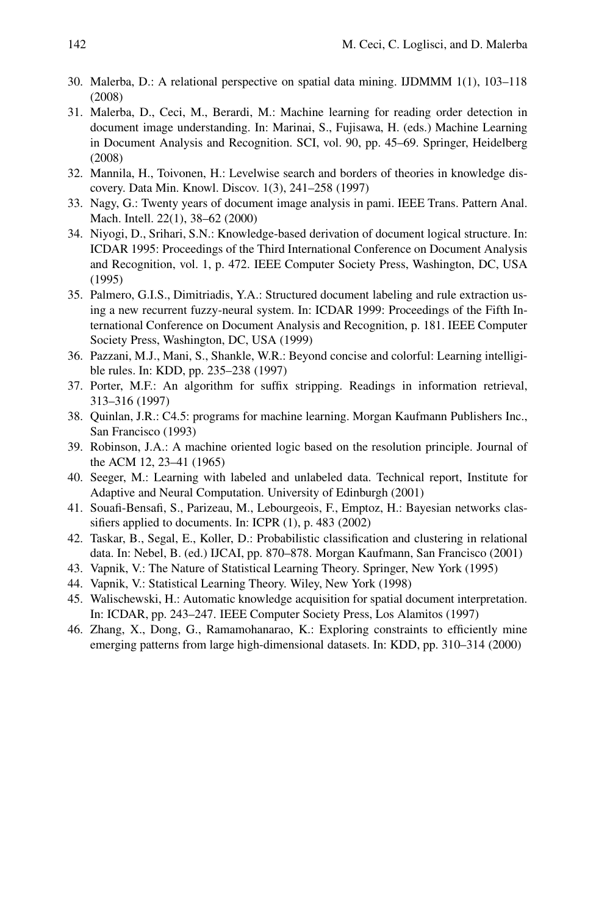30. Malerba, D.: A relational perspective on spatial data mining. IJDMMM 1(1), 103–118 (2008)
31. Malerba, D., Ceci, M., Berardi, M.: Machine learning for reading order detection in document image understanding. In: Marinai, S., Fujisawa, H. (eds.) Machine Learning in Document Analysis and Recognition. SCI, vol. 90, pp. 45–69. Springer, Heidelberg (2008)
32. Mannila, H., Toivonen, H.: Levelwise search and borders of theories in knowledge discovery. Data Min. Knowl. Discov. 1(3), 241–258 (1997)
33. Nagy, G.: Twenty years of document image analysis in pami. IEEE Trans. Pattern Anal. Mach. Intell. 22(1), 38–62 (2000)
34. Niyogi, D., Srihari, S.N.: Knowledge-based derivation of document logical structure. In: ICDAR 1995: Proceedings of the Third International Conference on Document Analysis and Recognition, vol. 1, p. 472. IEEE Computer Society Press, Washington, DC, USA (1995)
35. Palmero, G.I.S., Dimitriadis, Y.A.: Structured document labeling and rule extraction using a new recurrent fuzzy-neural system. In: ICDAR 1999: Proceedings of the Fifth International Conference on Document Analysis and Recognition, p. 181. IEEE Computer Society Press, Washington, DC, USA (1999)
36. Pazzani, M.J., Mani, S., Shankle, W.R.: Beyond concise and colorful: Learning intelligible rules. In: KDD, pp. 235–238 (1997)
37. Porter, M.F.: An algorithm for suffix stripping. Readings in information retrieval, 313–316 (1997)
38. Quinlan, J.R.: C4.5: programs for machine learning. Morgan Kaufmann Publishers Inc., San Francisco (1993)
39. Robinson, J.A.: A machine oriented logic based on the resolution principle. Journal of the ACM 12, 23–41 (1965)
40. Seeger, M.: Learning with labeled and unlabeled data. Technical report, Institute for Adaptive and Neural Computation. University of Edinburgh (2001)
41. Souafi-Bensafi, S., Parizeau, M., Lebourgeois, F., Emptoz, H.: Bayesian networks classifiers applied to documents. In: ICPR (1), p. 483 (2002)
42. Taskar, B., Segal, E., Koller, D.: Probabilistic classification and clustering in relational data. In: Nebel, B. (ed.) IJCAI, pp. 870–878. Morgan Kaufmann, San Francisco (2001)
43. Vapnik, V.: The Nature of Statistical Learning Theory. Springer, New York (1995)
44. Vapnik, V.: Statistical Learning Theory. Wiley, New York (1998)
45. Walischewski, H.: Automatic knowledge acquisition for spatial document interpretation. In: ICDAR, pp. 243–247. IEEE Computer Society Press, Los Alamitos (1997)
46. Zhang, X., Dong, G., Ramamohanarao, K.: Exploring constraints to efficiently mine emerging patterns from large high-dimensional datasets. In: KDD, pp. 310–314 (2000)